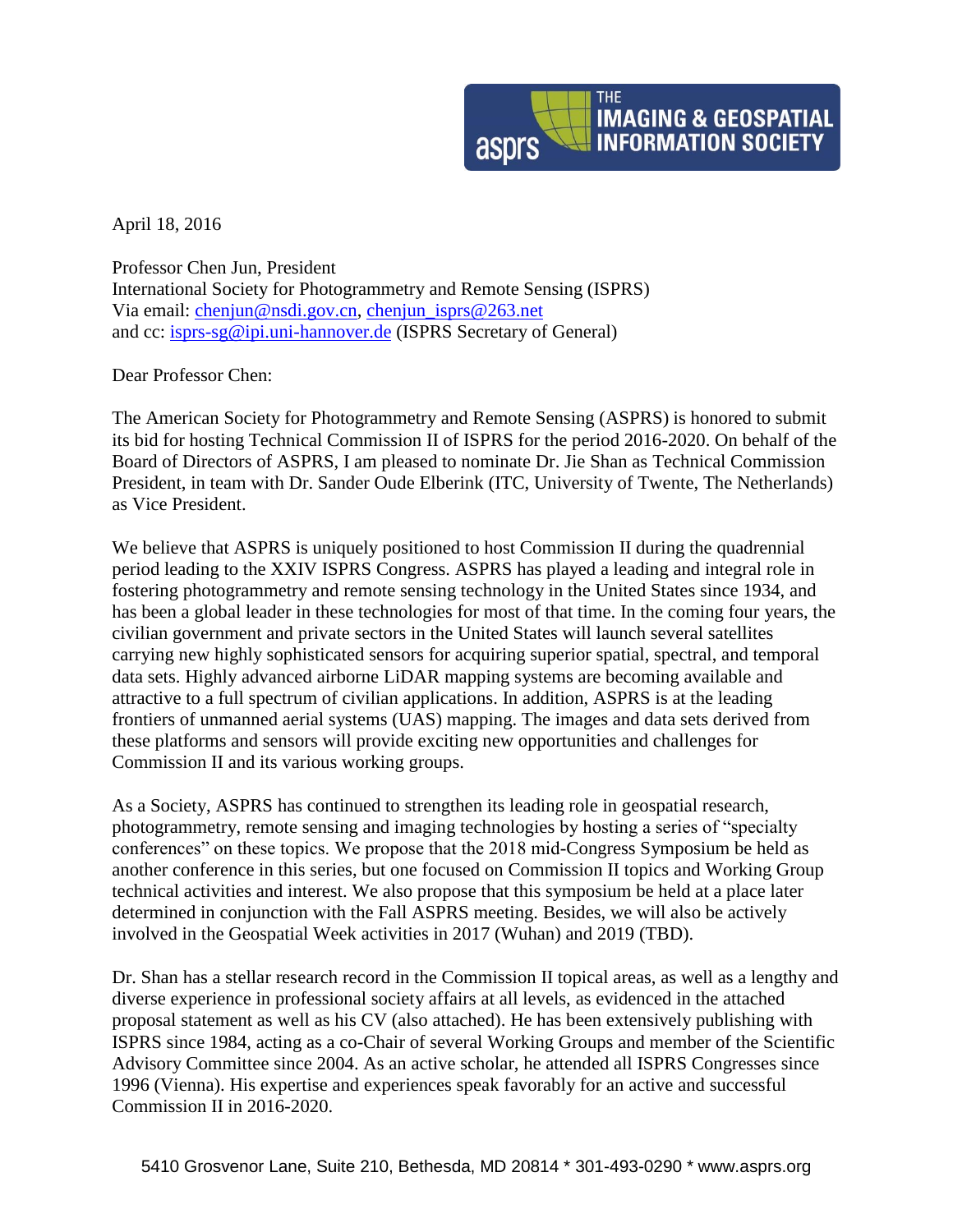April 18, 2016

Professor Chen Jun, President
International Society for Photogrammetry and Remote Sensing (ISPRS)
Via email: chenjun@nsdi.gov.cn, chenjun_isprs@263.net
and cc: isprs-sg@ipi.uni-hannover.de (ISPRS Secretary of General)

Dear Professor Chen:

The American Society for Photogrammetry and Remote Sensing (ASPRS) is honored to submit its bid for hosting Technical Commission II of ISPRS for the period 2016-2020. On behalf of the Board of Directors of ASPRS, I am pleased to nominate Dr. Jie Shan as Technical Commission President, in team with Dr. Sander Oude Elberink (ITC, University of Twente, The Netherlands) as Vice President.

We believe that ASPRS is uniquely positioned to host Commission II during the quadrennial period leading to the XXIV ISPRS Congress. ASPRS has played a leading and integral role in fostering photogrammetry and remote sensing technology in the United States since 1934, and has been a global leader in these technologies for most of that time. In the coming four years, the civilian government and private sectors in the United States will launch several satellites carrying new highly sophisticated sensors for acquiring superior spatial, spectral, and temporal data sets. Highly advanced airborne LiDAR mapping systems are becoming available and attractive to a full spectrum of civilian applications. In addition, ASPRS is at the leading frontiers of unmanned aerial systems (UAS) mapping. The images and data sets derived from these platforms and sensors will provide exciting new opportunities and challenges for Commission II and its various working groups.

As a Society, ASPRS has continued to strengthen its leading role in geospatial research, photogrammetry, remote sensing and imaging technologies by hosting a series of "specialty conferences" on these topics. We propose that the 2018 mid-Congress Symposium be held as another conference in this series, but one focused on Commission II topics and Working Group technical activities and interest. We also propose that this symposium be held at a place later determined in conjunction with the Fall ASPRS meeting. Besides, we will also be actively involved in the Geospatial Week activities in 2017 (Wuhan) and 2019 (TBD).

Dr. Shan has a stellar research record in the Commission II topical areas, as well as a lengthy and diverse experience in professional society affairs at all levels, as evidenced in the attached proposal statement as well as his CV (also attached). He has been extensively publishing with ISPRS since 1984, acting as a co-Chair of several Working Groups and member of the Scientific Advisory Committee since 2004. As an active scholar, he attended all ISPRS Congresses since 1996 (Vienna). His expertise and experiences speak favorably for an active and successful Commission II in 2016-2020.

5410 Grosvenor Lane, Suite 210, Bethesda, MD 20814 * 301-493-0290 * www.asprs.org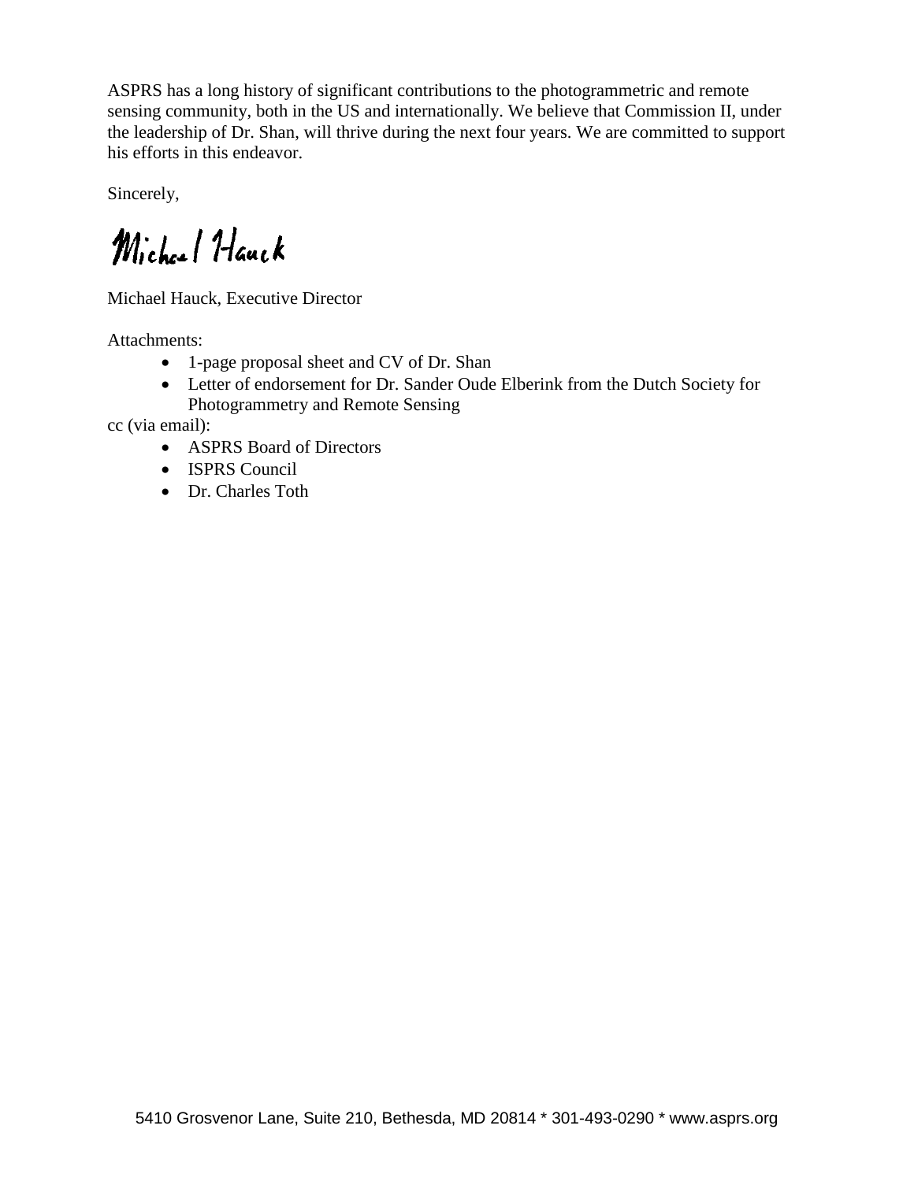ASPRS has a long history of significant contributions to the photogrammetric and remote sensing community, both in the US and internationally. We believe that Commission II, under the leadership of Dr. Shan, will thrive during the next four years. We are committed to support his efforts in this endeavor.

Sincerely,

Michael Hauck

Michael Hauck, Executive Director

Attachments:

- 1-page proposal sheet and CV of Dr. Shan
- Letter of endorsement for Dr. Sander Oude Elberink from the Dutch Society for Photogrammetry and Remote Sensing

cc (via email):

- ASPRS Board of Directors
- ISPRS Council
- Dr. Charles Toth

5410 Grosvenor Lane, Suite 210, Bethesda, MD 20814 * 301-493-0290 * www.asprs.org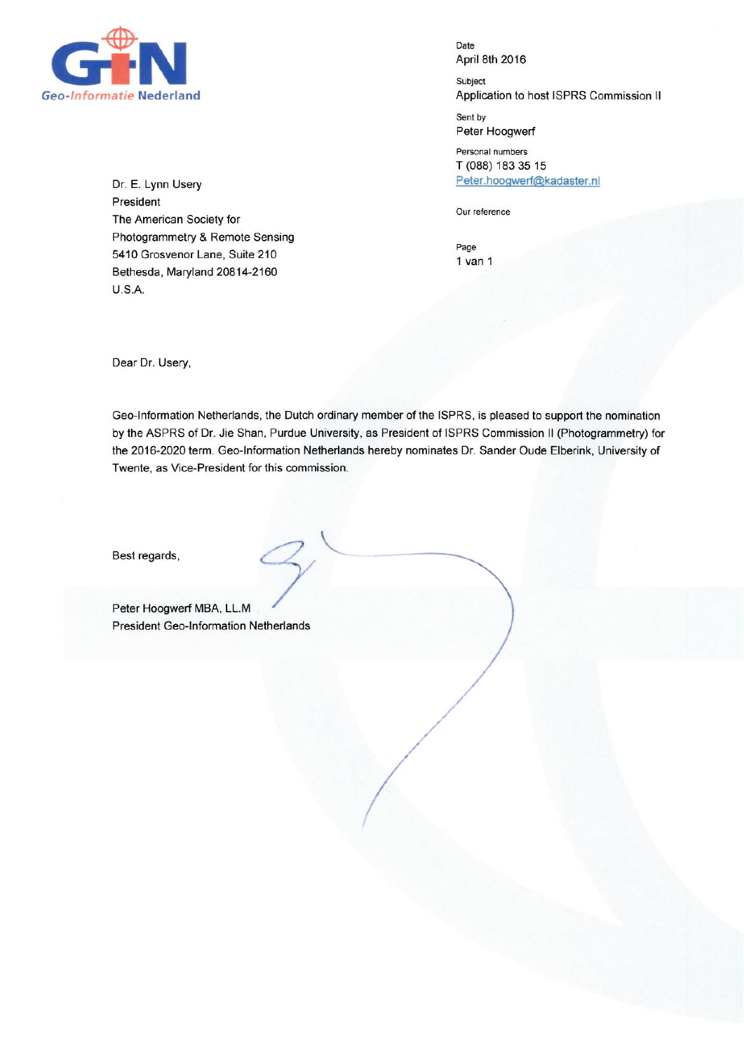GIN
Geo-Informatie Nederland

Date
April 8th 2016

Subject
Application to host ISPRS Commission II

Sent by
Peter Hoogwerf

Personal numbers
T (088) 183 35 15
Peter.hoogwerf@kadaster.nl

Our reference

Page
1 van 1

Dr. E. Lynn Usery
President
The American Society for
Photogrammetry & Remote Sensing
5410 Grosvenor Lane, Suite 210
Bethesda, Maryland 20814-2160
U.S.A.

Dear Dr. Usery,

Geo-Information Netherlands, the Dutch ordinary member of the ISPRS, is pleased to support the nomination by the ASPRS of Dr. Jie Shan, Purdue University, as President of ISPRS Commission II (Photogrammetry) for the 2016-2020 term. Geo-Information Netherlands hereby nominates Dr. Sander Oude Elberink, University of Twente, as Vice-President for this commission.

Best regards,

Peter Hoogwerf MBA, LL.M
President Geo-Information Netherlands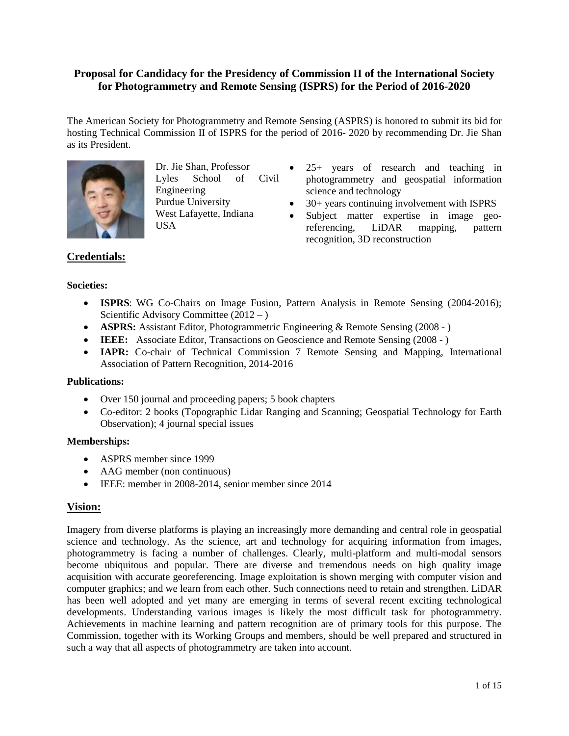**Proposal for Candidacy for the Presidency of Commission II of the International Society for Photogrammetry and Remote Sensing (ISPRS) for the Period of 2016-2020**

The American Society for Photogrammetry and Remote Sensing (ASPRS) is honored to submit its bid for hosting Technical Commission II of ISPRS for the period of 2016- 2020 by recommending Dr. Jie Shan as its President.

Dr. Jie Shan, Professor
Lyles School of Civil Engineering
Purdue University
West Lafayette, Indiana
USA

- 25+ years of research and teaching in photogrammetry and geospatial information science and technology
- 30+ years continuing involvement with ISPRS
- Subject matter expertise in image geo-referencing, LiDAR mapping, pattern recognition, 3D reconstruction

## Credentials:

**Societies:**

- **ISPRS**: WG Co-Chairs on Image Fusion, Pattern Analysis in Remote Sensing (2004-2016); Scientific Advisory Committee (2012 – )
- **ASPRS:** Assistant Editor, Photogrammetric Engineering & Remote Sensing (2008 - )
- **IEEE:** Associate Editor, Transactions on Geoscience and Remote Sensing (2008 - )
- **IAPR:** Co-chair of Technical Commission 7 Remote Sensing and Mapping, International Association of Pattern Recognition, 2014-2016

**Publications:**

- Over 150 journal and proceeding papers; 5 book chapters
- Co-editor: 2 books (Topographic Lidar Ranging and Scanning; Geospatial Technology for Earth Observation); 4 journal special issues

**Memberships:**

- ASPRS member since 1999
- AAG member (non continuous)
- IEEE: member in 2008-2014, senior member since 2014

## Vision:

Imagery from diverse platforms is playing an increasingly more demanding and central role in geospatial science and technology. As the science, art and technology for acquiring information from images, photogrammetry is facing a number of challenges. Clearly, multi-platform and multi-modal sensors become ubiquitous and popular. There are diverse and tremendous needs on high quality image acquisition with accurate georeferencing. Image exploitation is shown merging with computer vision and computer graphics; and we learn from each other. Such connections need to retain and strengthen. LiDAR has been well adopted and yet many are emerging in terms of several recent exciting technological developments. Understanding various images is likely the most difficult task for photogrammetry. Achievements in machine learning and pattern recognition are of primary tools for this purpose. The Commission, together with its Working Groups and members, should be well prepared and structured in such a way that all aspects of photogrammetry are taken into account.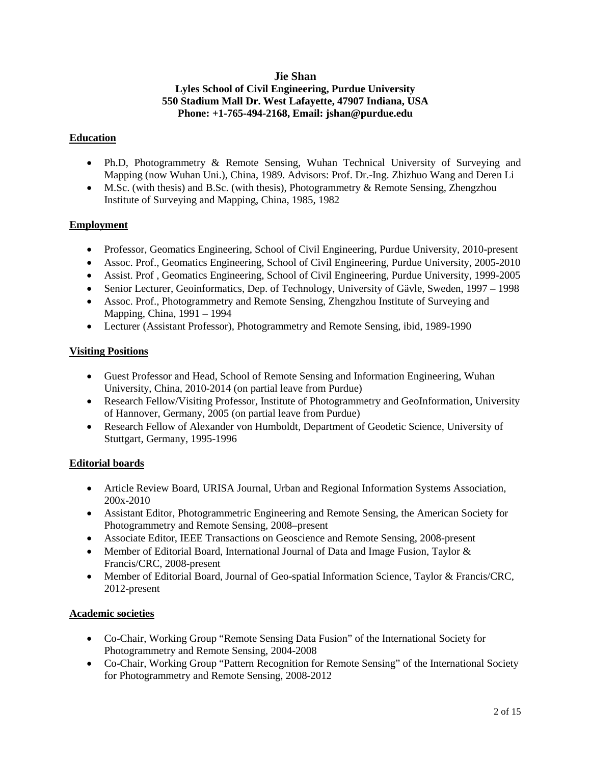**Jie Shan**
**Lyles School of Civil Engineering, Purdue University**
**550 Stadium Mall Dr. West Lafayette, 47907 Indiana, USA**
**Phone: +1-765-494-2168, Email: jshan@purdue.edu**

## Education

- Ph.D, Photogrammetry & Remote Sensing, Wuhan Technical University of Surveying and Mapping (now Wuhan Uni.), China, 1989. Advisors: Prof. Dr.-Ing. Zhizhuo Wang and Deren Li
- M.Sc. (with thesis) and B.Sc. (with thesis), Photogrammetry & Remote Sensing, Zhengzhou Institute of Surveying and Mapping, China, 1985, 1982

## Employment

- Professor, Geomatics Engineering, School of Civil Engineering, Purdue University, 2010-present
- Assoc. Prof., Geomatics Engineering, School of Civil Engineering, Purdue University, 2005-2010
- Assist. Prof , Geomatics Engineering, School of Civil Engineering, Purdue University, 1999-2005
- Senior Lecturer, Geoinformatics, Dep. of Technology, University of Gävle, Sweden, 1997 – 1998
- Assoc. Prof., Photogrammetry and Remote Sensing, Zhengzhou Institute of Surveying and Mapping, China, 1991 – 1994
- Lecturer (Assistant Professor), Photogrammetry and Remote Sensing, ibid, 1989-1990

## Visiting Positions

- Guest Professor and Head, School of Remote Sensing and Information Engineering, Wuhan University, China, 2010-2014 (on partial leave from Purdue)
- Research Fellow/Visiting Professor, Institute of Photogrammetry and GeoInformation, University of Hannover, Germany, 2005 (on partial leave from Purdue)
- Research Fellow of Alexander von Humboldt, Department of Geodetic Science, University of Stuttgart, Germany, 1995-1996

## Editorial boards

- Article Review Board, URISA Journal, Urban and Regional Information Systems Association, 200x-2010
- Assistant Editor, Photogrammetric Engineering and Remote Sensing, the American Society for Photogrammetry and Remote Sensing, 2008–present
- Associate Editor, IEEE Transactions on Geoscience and Remote Sensing, 2008-present
- Member of Editorial Board, International Journal of Data and Image Fusion, Taylor & Francis/CRC, 2008-present
- Member of Editorial Board, Journal of Geo-spatial Information Science, Taylor & Francis/CRC, 2012-present

## Academic societies

- Co-Chair, Working Group "Remote Sensing Data Fusion" of the International Society for Photogrammetry and Remote Sensing, 2004-2008
- Co-Chair, Working Group "Pattern Recognition for Remote Sensing" of the International Society for Photogrammetry and Remote Sensing, 2008-2012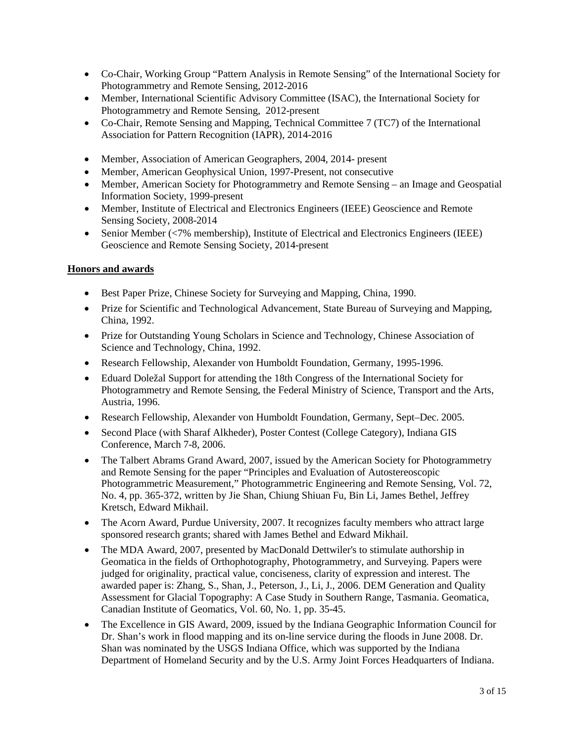- Co-Chair, Working Group "Pattern Analysis in Remote Sensing" of the International Society for Photogrammetry and Remote Sensing, 2012-2016
- Member, International Scientific Advisory Committee (ISAC), the International Society for Photogrammetry and Remote Sensing, 2012-present
- Co-Chair, Remote Sensing and Mapping, Technical Committee 7 (TC7) of the International Association for Pattern Recognition (IAPR), 2014-2016

- Member, Association of American Geographers, 2004, 2014- present
- Member, American Geophysical Union, 1997-Present, not consecutive
- Member, American Society for Photogrammetry and Remote Sensing – an Image and Geospatial Information Society, 1999-present
- Member, Institute of Electrical and Electronics Engineers (IEEE) Geoscience and Remote Sensing Society, 2008-2014
- Senior Member (<7% membership), Institute of Electrical and Electronics Engineers (IEEE) Geoscience and Remote Sensing Society, 2014-present

## Honors and awards

- Best Paper Prize, Chinese Society for Surveying and Mapping, China, 1990.
- Prize for Scientific and Technological Advancement, State Bureau of Surveying and Mapping, China, 1992.
- Prize for Outstanding Young Scholars in Science and Technology, Chinese Association of Science and Technology, China, 1992.
- Research Fellowship, Alexander von Humboldt Foundation, Germany, 1995-1996.
- Eduard Doležal Support for attending the 18th Congress of the International Society for Photogrammetry and Remote Sensing, the Federal Ministry of Science, Transport and the Arts, Austria, 1996.
- Research Fellowship, Alexander von Humboldt Foundation, Germany, Sept–Dec. 2005.
- Second Place (with Sharaf Alkheder), Poster Contest (College Category), Indiana GIS Conference, March 7-8, 2006.
- The Talbert Abrams Grand Award, 2007, issued by the American Society for Photogrammetry and Remote Sensing for the paper "Principles and Evaluation of Autostereoscopic Photogrammetric Measurement," Photogrammetric Engineering and Remote Sensing, Vol. 72, No. 4, pp. 365-372, written by Jie Shan, Chiung Shiuan Fu, Bin Li, James Bethel, Jeffrey Kretsch, Edward Mikhail.
- The Acorn Award, Purdue University, 2007. It recognizes faculty members who attract large sponsored research grants; shared with James Bethel and Edward Mikhail.
- The MDA Award, 2007, presented by MacDonald Dettwiler's to stimulate authorship in Geomatica in the fields of Orthophotography, Photogrammetry, and Surveying. Papers were judged for originality, practical value, conciseness, clarity of expression and interest. The awarded paper is: Zhang, S., Shan, J., Peterson, J., Li, J., 2006. DEM Generation and Quality Assessment for Glacial Topography: A Case Study in Southern Range, Tasmania. Geomatica, Canadian Institute of Geomatics, Vol. 60, No. 1, pp. 35-45.
- The Excellence in GIS Award, 2009, issued by the Indiana Geographic Information Council for Dr. Shan's work in flood mapping and its on-line service during the floods in June 2008. Dr. Shan was nominated by the USGS Indiana Office, which was supported by the Indiana Department of Homeland Security and by the U.S. Army Joint Forces Headquarters of Indiana.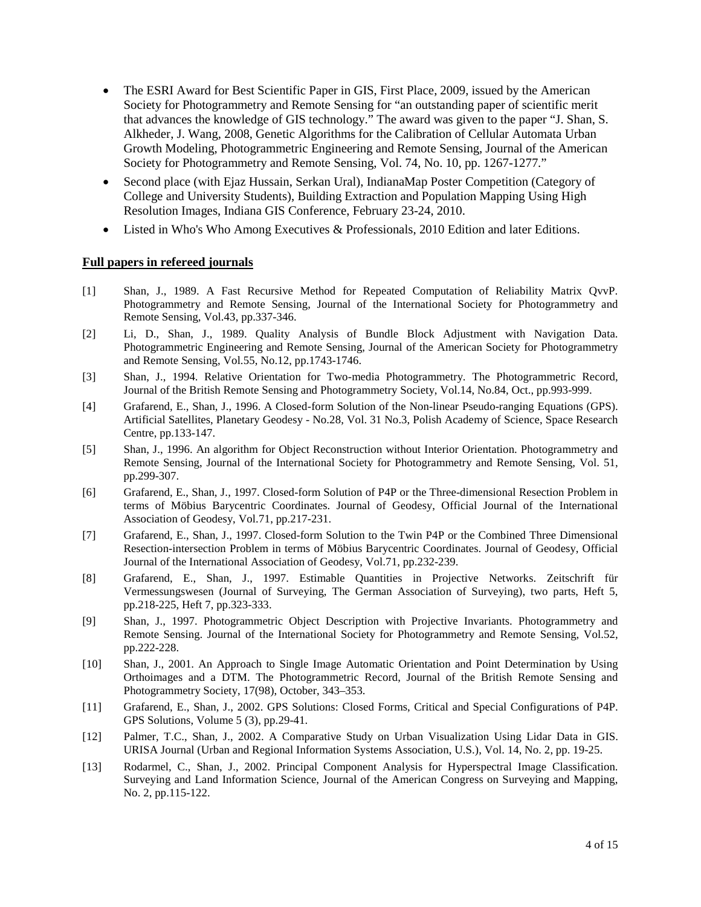- The ESRI Award for Best Scientific Paper in GIS, First Place, 2009, issued by the American Society for Photogrammetry and Remote Sensing for "an outstanding paper of scientific merit that advances the knowledge of GIS technology." The award was given to the paper "J. Shan, S. Alkheder, J. Wang, 2008, Genetic Algorithms for the Calibration of Cellular Automata Urban Growth Modeling, Photogrammetric Engineering and Remote Sensing, Journal of the American Society for Photogrammetry and Remote Sensing, Vol. 74, No. 10, pp. 1267-1277."
- Second place (with Ejaz Hussain, Serkan Ural), IndianaMap Poster Competition (Category of College and University Students), Building Extraction and Population Mapping Using High Resolution Images, Indiana GIS Conference, February 23-24, 2010.
- Listed in Who's Who Among Executives & Professionals, 2010 Edition and later Editions.

## Full papers in refereed journals

[1] Shan, J., 1989. A Fast Recursive Method for Repeated Computation of Reliability Matrix QvvP. Photogrammetry and Remote Sensing, Journal of the International Society for Photogrammetry and Remote Sensing, Vol.43, pp.337-346.

[2] Li, D., Shan, J., 1989. Quality Analysis of Bundle Block Adjustment with Navigation Data. Photogrammetric Engineering and Remote Sensing, Journal of the American Society for Photogrammetry and Remote Sensing, Vol.55, No.12, pp.1743-1746.

[3] Shan, J., 1994. Relative Orientation for Two-media Photogrammetry. The Photogrammetric Record, Journal of the British Remote Sensing and Photogrammetry Society, Vol.14, No.84, Oct., pp.993-999.

[4] Grafarend, E., Shan, J., 1996. A Closed-form Solution of the Non-linear Pseudo-ranging Equations (GPS). Artificial Satellites, Planetary Geodesy - No.28, Vol. 31 No.3, Polish Academy of Science, Space Research Centre, pp.133-147.

[5] Shan, J., 1996. An algorithm for Object Reconstruction without Interior Orientation. Photogrammetry and Remote Sensing, Journal of the International Society for Photogrammetry and Remote Sensing, Vol. 51, pp.299-307.

[6] Grafarend, E., Shan, J., 1997. Closed-form Solution of P4P or the Three-dimensional Resection Problem in terms of Möbius Barycentric Coordinates. Journal of Geodesy, Official Journal of the International Association of Geodesy, Vol.71, pp.217-231.

[7] Grafarend, E., Shan, J., 1997. Closed-form Solution to the Twin P4P or the Combined Three Dimensional Resection-intersection Problem in terms of Möbius Barycentric Coordinates. Journal of Geodesy, Official Journal of the International Association of Geodesy, Vol.71, pp.232-239.

[8] Grafarend, E., Shan, J., 1997. Estimable Quantities in Projective Networks. Zeitschrift für Vermessungswesen (Journal of Surveying, The German Association of Surveying), two parts, Heft 5, pp.218-225, Heft 7, pp.323-333.

[9] Shan, J., 1997. Photogrammetric Object Description with Projective Invariants. Photogrammetry and Remote Sensing. Journal of the International Society for Photogrammetry and Remote Sensing, Vol.52, pp.222-228.

[10] Shan, J., 2001. An Approach to Single Image Automatic Orientation and Point Determination by Using Orthoimages and a DTM. The Photogrammetric Record, Journal of the British Remote Sensing and Photogrammetry Society, 17(98), October, 343–353.

[11] Grafarend, E., Shan, J., 2002. GPS Solutions: Closed Forms, Critical and Special Configurations of P4P. GPS Solutions, Volume 5 (3), pp.29-41.

[12] Palmer, T.C., Shan, J., 2002. A Comparative Study on Urban Visualization Using Lidar Data in GIS. URISA Journal (Urban and Regional Information Systems Association, U.S.), Vol. 14, No. 2, pp. 19-25.

[13] Rodarmel, C., Shan, J., 2002. Principal Component Analysis for Hyperspectral Image Classification. Surveying and Land Information Science, Journal of the American Congress on Surveying and Mapping, No. 2, pp.115-122.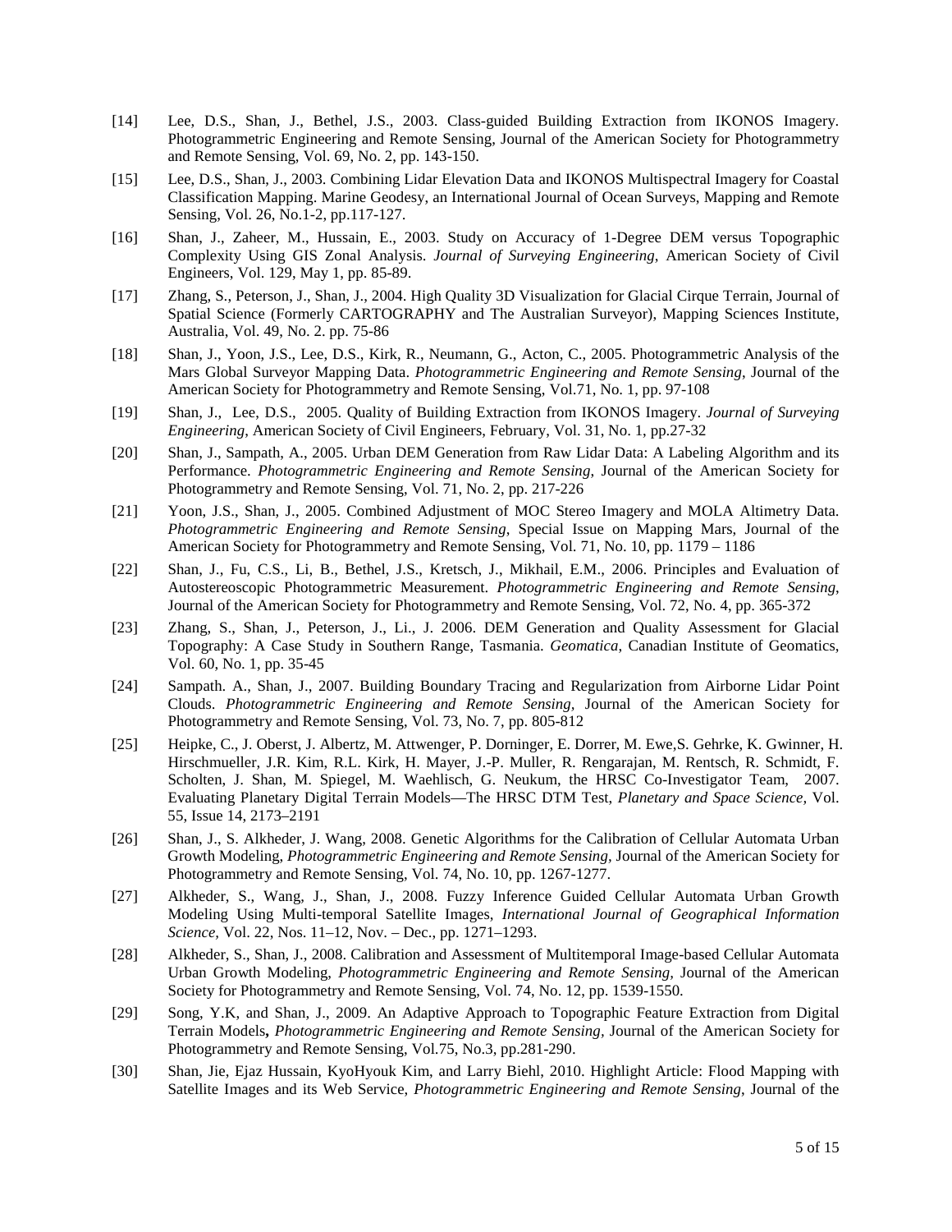[14] Lee, D.S., Shan, J., Bethel, J.S., 2003. Class-guided Building Extraction from IKONOS Imagery. Photogrammetric Engineering and Remote Sensing, Journal of the American Society for Photogrammetry and Remote Sensing, Vol. 69, No. 2, pp. 143-150.

[15] Lee, D.S., Shan, J., 2003. Combining Lidar Elevation Data and IKONOS Multispectral Imagery for Coastal Classification Mapping. Marine Geodesy, an International Journal of Ocean Surveys, Mapping and Remote Sensing, Vol. 26, No.1-2, pp.117-127.

[16] Shan, J., Zaheer, M., Hussain, E., 2003. Study on Accuracy of 1-Degree DEM versus Topographic Complexity Using GIS Zonal Analysis. *Journal of Surveying Engineering*, American Society of Civil Engineers, Vol. 129, May 1, pp. 85-89.

[17] Zhang, S., Peterson, J., Shan, J., 2004. High Quality 3D Visualization for Glacial Cirque Terrain, Journal of Spatial Science (Formerly CARTOGRAPHY and The Australian Surveyor), Mapping Sciences Institute, Australia, Vol. 49, No. 2. pp. 75-86

[18] Shan, J., Yoon, J.S., Lee, D.S., Kirk, R., Neumann, G., Acton, C., 2005. Photogrammetric Analysis of the Mars Global Surveyor Mapping Data. *Photogrammetric Engineering and Remote Sensing*, Journal of the American Society for Photogrammetry and Remote Sensing, Vol.71, No. 1, pp. 97-108

[19] Shan, J., Lee, D.S., 2005. Quality of Building Extraction from IKONOS Imagery. *Journal of Surveying Engineering*, American Society of Civil Engineers, February, Vol. 31, No. 1, pp.27-32

[20] Shan, J., Sampath, A., 2005. Urban DEM Generation from Raw Lidar Data: A Labeling Algorithm and its Performance. *Photogrammetric Engineering and Remote Sensing*, Journal of the American Society for Photogrammetry and Remote Sensing, Vol. 71, No. 2, pp. 217-226

[21] Yoon, J.S., Shan, J., 2005. Combined Adjustment of MOC Stereo Imagery and MOLA Altimetry Data. *Photogrammetric Engineering and Remote Sensing*, Special Issue on Mapping Mars, Journal of the American Society for Photogrammetry and Remote Sensing, Vol. 71, No. 10, pp. 1179 – 1186

[22] Shan, J., Fu, C.S., Li, B., Bethel, J.S., Kretsch, J., Mikhail, E.M., 2006. Principles and Evaluation of Autostereoscopic Photogrammetric Measurement. *Photogrammetric Engineering and Remote Sensing*, Journal of the American Society for Photogrammetry and Remote Sensing, Vol. 72, No. 4, pp. 365-372

[23] Zhang, S., Shan, J., Peterson, J., Li., J. 2006. DEM Generation and Quality Assessment for Glacial Topography: A Case Study in Southern Range, Tasmania. *Geomatica*, Canadian Institute of Geomatics, Vol. 60, No. 1, pp. 35-45

[24] Sampath. A., Shan, J., 2007. Building Boundary Tracing and Regularization from Airborne Lidar Point Clouds. *Photogrammetric Engineering and Remote Sensing*, Journal of the American Society for Photogrammetry and Remote Sensing, Vol. 73, No. 7, pp. 805-812

[25] Heipke, C., J. Oberst, J. Albertz, M. Attwenger, P. Dorninger, E. Dorrer, M. Ewe,S. Gehrke, K. Gwinner, H. Hirschmueller, J.R. Kim, R.L. Kirk, H. Mayer, J.-P. Muller, R. Rengarajan, M. Rentsch, R. Schmidt, F. Scholten, J. Shan, M. Spiegel, M. Waehlisch, G. Neukum, the HRSC Co-Investigator Team, 2007. Evaluating Planetary Digital Terrain Models—The HRSC DTM Test, *Planetary and Space Science*, Vol. 55, Issue 14, 2173–2191

[26] Shan, J., S. Alkheder, J. Wang, 2008. Genetic Algorithms for the Calibration of Cellular Automata Urban Growth Modeling, *Photogrammetric Engineering and Remote Sensing*, Journal of the American Society for Photogrammetry and Remote Sensing, Vol. 74, No. 10, pp. 1267-1277.

[27] Alkheder, S., Wang, J., Shan, J., 2008. Fuzzy Inference Guided Cellular Automata Urban Growth Modeling Using Multi-temporal Satellite Images, *International Journal of Geographical Information Science*, Vol. 22, Nos. 11–12, Nov. – Dec., pp. 1271–1293.

[28] Alkheder, S., Shan, J., 2008. Calibration and Assessment of Multitemporal Image-based Cellular Automata Urban Growth Modeling, *Photogrammetric Engineering and Remote Sensing*, Journal of the American Society for Photogrammetry and Remote Sensing, Vol. 74, No. 12, pp. 1539-1550.

[29] Song, Y.K, and Shan, J., 2009. An Adaptive Approach to Topographic Feature Extraction from Digital Terrain Models**,** *Photogrammetric Engineering and Remote Sensing*, Journal of the American Society for Photogrammetry and Remote Sensing, Vol.75, No.3, pp.281-290.

[30] Shan, Jie, Ejaz Hussain, KyoHyouk Kim, and Larry Biehl, 2010. Highlight Article: Flood Mapping with Satellite Images and its Web Service, *Photogrammetric Engineering and Remote Sensing*, Journal of the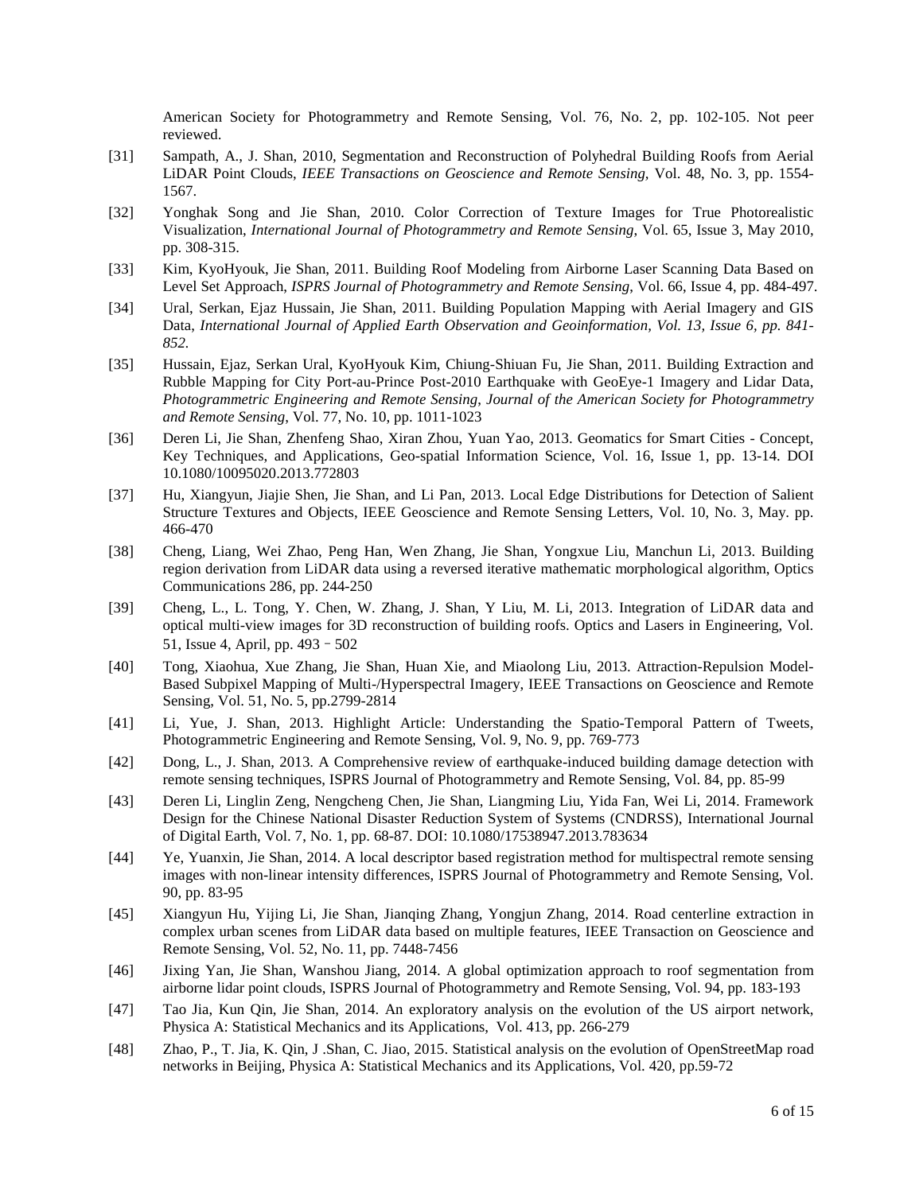American Society for Photogrammetry and Remote Sensing, Vol. 76, No. 2, pp. 102-105. Not peer reviewed.

[31] Sampath, A., J. Shan, 2010, Segmentation and Reconstruction of Polyhedral Building Roofs from Aerial LiDAR Point Clouds, *IEEE Transactions on Geoscience and Remote Sensing*, Vol. 48, No. 3, pp. 1554-1567.

[32] Yonghak Song and Jie Shan, 2010. Color Correction of Texture Images for True Photorealistic Visualization, *International Journal of Photogrammetry and Remote Sensing*, Vol. 65, Issue 3, May 2010, pp. 308-315.

[33] Kim, KyoHyouk, Jie Shan, 2011. Building Roof Modeling from Airborne Laser Scanning Data Based on Level Set Approach, *ISPRS Journal of Photogrammetry and Remote Sensing*, Vol. 66, Issue 4, pp. 484-497.

[34] Ural, Serkan, Ejaz Hussain, Jie Shan, 2011. Building Population Mapping with Aerial Imagery and GIS Data, *International Journal of Applied Earth Observation and Geoinformation, Vol. 13, Issue 6, pp. 841-852.*

[35] Hussain, Ejaz, Serkan Ural, KyoHyouk Kim, Chiung-Shiuan Fu, Jie Shan, 2011. Building Extraction and Rubble Mapping for City Port-au-Prince Post-2010 Earthquake with GeoEye-1 Imagery and Lidar Data, *Photogrammetric Engineering and Remote Sensing, Journal of the American Society for Photogrammetry and Remote Sensing*, Vol. 77, No. 10, pp. 1011-1023

[36] Deren Li, Jie Shan, Zhenfeng Shao, Xiran Zhou, Yuan Yao, 2013. Geomatics for Smart Cities - Concept, Key Techniques, and Applications, Geo-spatial Information Science, Vol. 16, Issue 1, pp. 13-14. DOI 10.1080/10095020.2013.772803

[37] Hu, Xiangyun, Jiajie Shen, Jie Shan, and Li Pan, 2013. Local Edge Distributions for Detection of Salient Structure Textures and Objects, IEEE Geoscience and Remote Sensing Letters, Vol. 10, No. 3, May. pp. 466-470

[38] Cheng, Liang, Wei Zhao, Peng Han, Wen Zhang, Jie Shan, Yongxue Liu, Manchun Li, 2013. Building region derivation from LiDAR data using a reversed iterative mathematic morphological algorithm, Optics Communications 286, pp. 244-250

[39] Cheng, L., L. Tong, Y. Chen, W. Zhang, J. Shan, Y Liu, M. Li, 2013. Integration of LiDAR data and optical multi-view images for 3D reconstruction of building roofs. Optics and Lasers in Engineering, Vol. 51, Issue 4, April, pp. 493–502

[40] Tong, Xiaohua, Xue Zhang, Jie Shan, Huan Xie, and Miaolong Liu, 2013. Attraction-Repulsion Model-Based Subpixel Mapping of Multi-/Hyperspectral Imagery, IEEE Transactions on Geoscience and Remote Sensing, Vol. 51, No. 5, pp.2799-2814

[41] Li, Yue, J. Shan, 2013. Highlight Article: Understanding the Spatio-Temporal Pattern of Tweets, Photogrammetric Engineering and Remote Sensing, Vol. 9, No. 9, pp. 769-773

[42] Dong, L., J. Shan, 2013. A Comprehensive review of earthquake-induced building damage detection with remote sensing techniques, ISPRS Journal of Photogrammetry and Remote Sensing, Vol. 84, pp. 85-99

[43] Deren Li, Linglin Zeng, Nengcheng Chen, Jie Shan, Liangming Liu, Yida Fan, Wei Li, 2014. Framework Design for the Chinese National Disaster Reduction System of Systems (CNDRSS), International Journal of Digital Earth, Vol. 7, No. 1, pp. 68-87. DOI: 10.1080/17538947.2013.783634

[44] Ye, Yuanxin, Jie Shan, 2014. A local descriptor based registration method for multispectral remote sensing images with non-linear intensity differences, ISPRS Journal of Photogrammetry and Remote Sensing, Vol. 90, pp. 83-95

[45] Xiangyun Hu, Yijing Li, Jie Shan, Jianqing Zhang, Yongjun Zhang, 2014. Road centerline extraction in complex urban scenes from LiDAR data based on multiple features, IEEE Transaction on Geoscience and Remote Sensing, Vol. 52, No. 11, pp. 7448-7456

[46] Jixing Yan, Jie Shan, Wanshou Jiang, 2014. A global optimization approach to roof segmentation from airborne lidar point clouds, ISPRS Journal of Photogrammetry and Remote Sensing, Vol. 94, pp. 183-193

[47] Tao Jia, Kun Qin, Jie Shan, 2014. An exploratory analysis on the evolution of the US airport network, Physica A: Statistical Mechanics and its Applications, Vol. 413, pp. 266-279

[48] Zhao, P., T. Jia, K. Qin, J .Shan, C. Jiao, 2015. Statistical analysis on the evolution of OpenStreetMap road networks in Beijing, Physica A: Statistical Mechanics and its Applications, Vol. 420, pp.59-72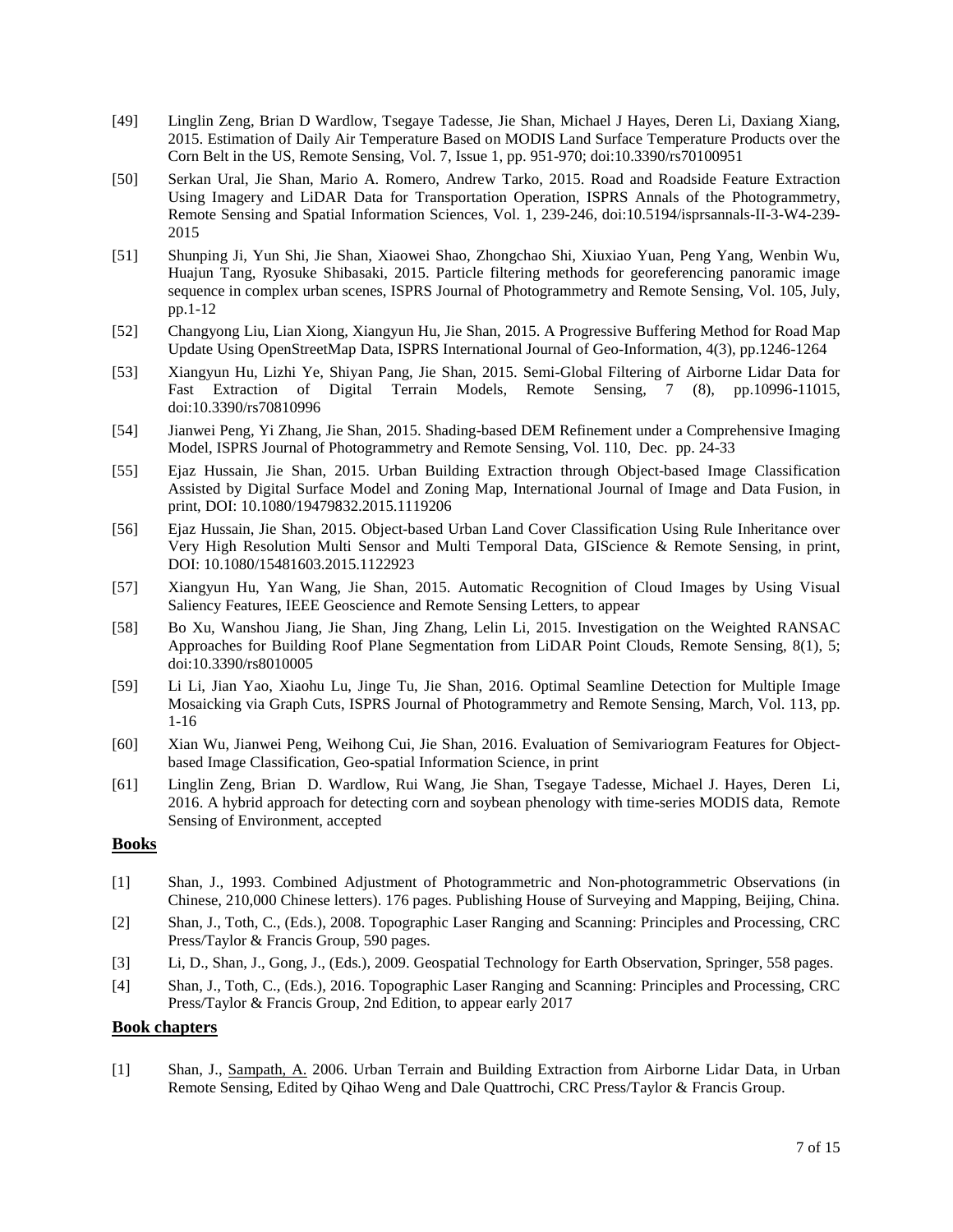[49] Linglin Zeng, Brian D Wardlow, Tsegaye Tadesse, Jie Shan, Michael J Hayes, Deren Li, Daxiang Xiang, 2015. Estimation of Daily Air Temperature Based on MODIS Land Surface Temperature Products over the Corn Belt in the US, Remote Sensing, Vol. 7, Issue 1, pp. 951-970; doi:10.3390/rs70100951

[50] Serkan Ural, Jie Shan, Mario A. Romero, Andrew Tarko, 2015. Road and Roadside Feature Extraction Using Imagery and LiDAR Data for Transportation Operation, ISPRS Annals of the Photogrammetry, Remote Sensing and Spatial Information Sciences, Vol. 1, 239-246, doi:10.5194/isprsannals-II-3-W4-239-2015

[51] Shunping Ji, Yun Shi, Jie Shan, Xiaowei Shao, Zhongchao Shi, Xiuxiao Yuan, Peng Yang, Wenbin Wu, Huajun Tang, Ryosuke Shibasaki, 2015. Particle filtering methods for georeferencing panoramic image sequence in complex urban scenes, ISPRS Journal of Photogrammetry and Remote Sensing, Vol. 105, July, pp.1-12

[52] Changyong Liu, Lian Xiong, Xiangyun Hu, Jie Shan, 2015. A Progressive Buffering Method for Road Map Update Using OpenStreetMap Data, ISPRS International Journal of Geo-Information, 4(3), pp.1246-1264

[53] Xiangyun Hu, Lizhi Ye, Shiyan Pang, Jie Shan, 2015. Semi-Global Filtering of Airborne Lidar Data for Fast Extraction of Digital Terrain Models, Remote Sensing, 7 (8), pp.10996-11015, doi:10.3390/rs70810996

[54] Jianwei Peng, Yi Zhang, Jie Shan, 2015. Shading-based DEM Refinement under a Comprehensive Imaging Model, ISPRS Journal of Photogrammetry and Remote Sensing, Vol. 110, Dec. pp. 24-33

[55] Ejaz Hussain, Jie Shan, 2015. Urban Building Extraction through Object-based Image Classification Assisted by Digital Surface Model and Zoning Map, International Journal of Image and Data Fusion, in print, DOI: 10.1080/19479832.2015.1119206

[56] Ejaz Hussain, Jie Shan, 2015. Object-based Urban Land Cover Classification Using Rule Inheritance over Very High Resolution Multi Sensor and Multi Temporal Data, GIScience & Remote Sensing, in print, DOI: 10.1080/15481603.2015.1122923

[57] Xiangyun Hu, Yan Wang, Jie Shan, 2015. Automatic Recognition of Cloud Images by Using Visual Saliency Features, IEEE Geoscience and Remote Sensing Letters, to appear

[58] Bo Xu, Wanshou Jiang, Jie Shan, Jing Zhang, Lelin Li, 2015. Investigation on the Weighted RANSAC Approaches for Building Roof Plane Segmentation from LiDAR Point Clouds, Remote Sensing, 8(1), 5; doi:10.3390/rs8010005

[59] Li Li, Jian Yao, Xiaohu Lu, Jinge Tu, Jie Shan, 2016. Optimal Seamline Detection for Multiple Image Mosaicking via Graph Cuts, ISPRS Journal of Photogrammetry and Remote Sensing, March, Vol. 113, pp. 1-16

[60] Xian Wu, Jianwei Peng, Weihong Cui, Jie Shan, 2016. Evaluation of Semivariogram Features for Object-based Image Classification, Geo-spatial Information Science, in print

[61] Linglin Zeng, Brian D. Wardlow, Rui Wang, Jie Shan, Tsegaye Tadesse, Michael J. Hayes, Deren Li, 2016. A hybrid approach for detecting corn and soybean phenology with time-series MODIS data, Remote Sensing of Environment, accepted

## Books

[1] Shan, J., 1993. Combined Adjustment of Photogrammetric and Non-photogrammetric Observations (in Chinese, 210,000 Chinese letters). 176 pages. Publishing House of Surveying and Mapping, Beijing, China.

[2] Shan, J., Toth, C., (Eds.), 2008. Topographic Laser Ranging and Scanning: Principles and Processing, CRC Press/Taylor & Francis Group, 590 pages.

[3] Li, D., Shan, J., Gong, J., (Eds.), 2009. Geospatial Technology for Earth Observation, Springer, 558 pages.

[4] Shan, J., Toth, C., (Eds.), 2016. Topographic Laser Ranging and Scanning: Principles and Processing, CRC Press/Taylor & Francis Group, 2nd Edition, to appear early 2017

## Book chapters

[1] Shan, J., Sampath, A. 2006. Urban Terrain and Building Extraction from Airborne Lidar Data, in Urban Remote Sensing, Edited by Qihao Weng and Dale Quattrochi, CRC Press/Taylor & Francis Group.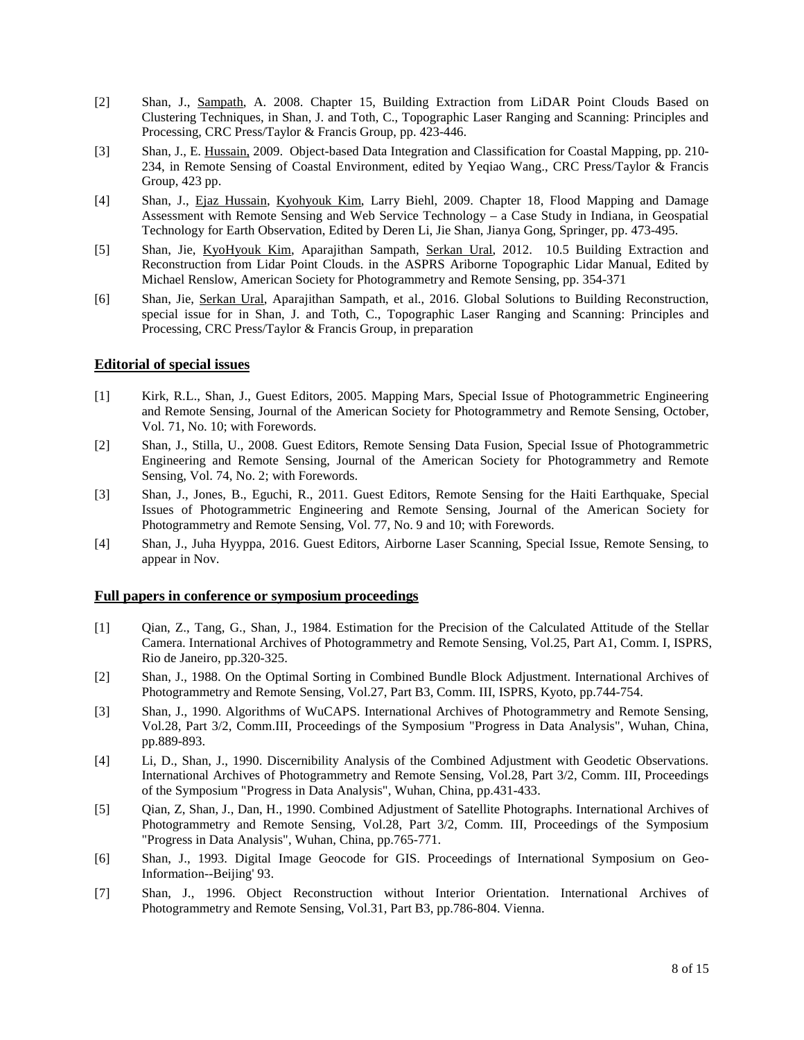[2] Shan, J., Sampath, A. 2008. Chapter 15, Building Extraction from LiDAR Point Clouds Based on Clustering Techniques, in Shan, J. and Toth, C., Topographic Laser Ranging and Scanning: Principles and Processing, CRC Press/Taylor & Francis Group, pp. 423-446.

[3] Shan, J., E. Hussain, 2009. Object-based Data Integration and Classification for Coastal Mapping, pp. 210-234, in Remote Sensing of Coastal Environment, edited by Yeqiao Wang., CRC Press/Taylor & Francis Group, 423 pp.

[4] Shan, J., Ejaz Hussain, Kyohyouk Kim, Larry Biehl, 2009. Chapter 18, Flood Mapping and Damage Assessment with Remote Sensing and Web Service Technology – a Case Study in Indiana, in Geospatial Technology for Earth Observation, Edited by Deren Li, Jie Shan, Jianya Gong, Springer, pp. 473-495.

[5] Shan, Jie, KyoHyouk Kim, Aparajithan Sampath, Serkan Ural, 2012. 10.5 Building Extraction and Reconstruction from Lidar Point Clouds. in the ASPRS Ariborne Topographic Lidar Manual, Edited by Michael Renslow, American Society for Photogrammetry and Remote Sensing, pp. 354-371

[6] Shan, Jie, Serkan Ural, Aparajithan Sampath, et al., 2016. Global Solutions to Building Reconstruction, special issue for in Shan, J. and Toth, C., Topographic Laser Ranging and Scanning: Principles and Processing, CRC Press/Taylor & Francis Group, in preparation

## Editorial of special issues

[1] Kirk, R.L., Shan, J., Guest Editors, 2005. Mapping Mars, Special Issue of Photogrammetric Engineering and Remote Sensing, Journal of the American Society for Photogrammetry and Remote Sensing, October, Vol. 71, No. 10; with Forewords.

[2] Shan, J., Stilla, U., 2008. Guest Editors, Remote Sensing Data Fusion, Special Issue of Photogrammetric Engineering and Remote Sensing, Journal of the American Society for Photogrammetry and Remote Sensing, Vol. 74, No. 2; with Forewords.

[3] Shan, J., Jones, B., Eguchi, R., 2011. Guest Editors, Remote Sensing for the Haiti Earthquake, Special Issues of Photogrammetric Engineering and Remote Sensing, Journal of the American Society for Photogrammetry and Remote Sensing, Vol. 77, No. 9 and 10; with Forewords.

[4] Shan, J., Juha Hyyppa, 2016. Guest Editors, Airborne Laser Scanning, Special Issue, Remote Sensing, to appear in Nov.

## Full papers in conference or symposium proceedings

[1] Qian, Z., Tang, G., Shan, J., 1984. Estimation for the Precision of the Calculated Attitude of the Stellar Camera. International Archives of Photogrammetry and Remote Sensing, Vol.25, Part A1, Comm. I, ISPRS, Rio de Janeiro, pp.320-325.

[2] Shan, J., 1988. On the Optimal Sorting in Combined Bundle Block Adjustment. International Archives of Photogrammetry and Remote Sensing, Vol.27, Part B3, Comm. III, ISPRS, Kyoto, pp.744-754.

[3] Shan, J., 1990. Algorithms of WuCAPS. International Archives of Photogrammetry and Remote Sensing, Vol.28, Part 3/2, Comm.III, Proceedings of the Symposium "Progress in Data Analysis", Wuhan, China, pp.889-893.

[4] Li, D., Shan, J., 1990. Discernibility Analysis of the Combined Adjustment with Geodetic Observations. International Archives of Photogrammetry and Remote Sensing, Vol.28, Part 3/2, Comm. III, Proceedings of the Symposium "Progress in Data Analysis", Wuhan, China, pp.431-433.

[5] Qian, Z, Shan, J., Dan, H., 1990. Combined Adjustment of Satellite Photographs. International Archives of Photogrammetry and Remote Sensing, Vol.28, Part 3/2, Comm. III, Proceedings of the Symposium "Progress in Data Analysis", Wuhan, China, pp.765-771.

[6] Shan, J., 1993. Digital Image Geocode for GIS. Proceedings of International Symposium on Geo-Information--Beijing' 93.

[7] Shan, J., 1996. Object Reconstruction without Interior Orientation. International Archives of Photogrammetry and Remote Sensing, Vol.31, Part B3, pp.786-804. Vienna.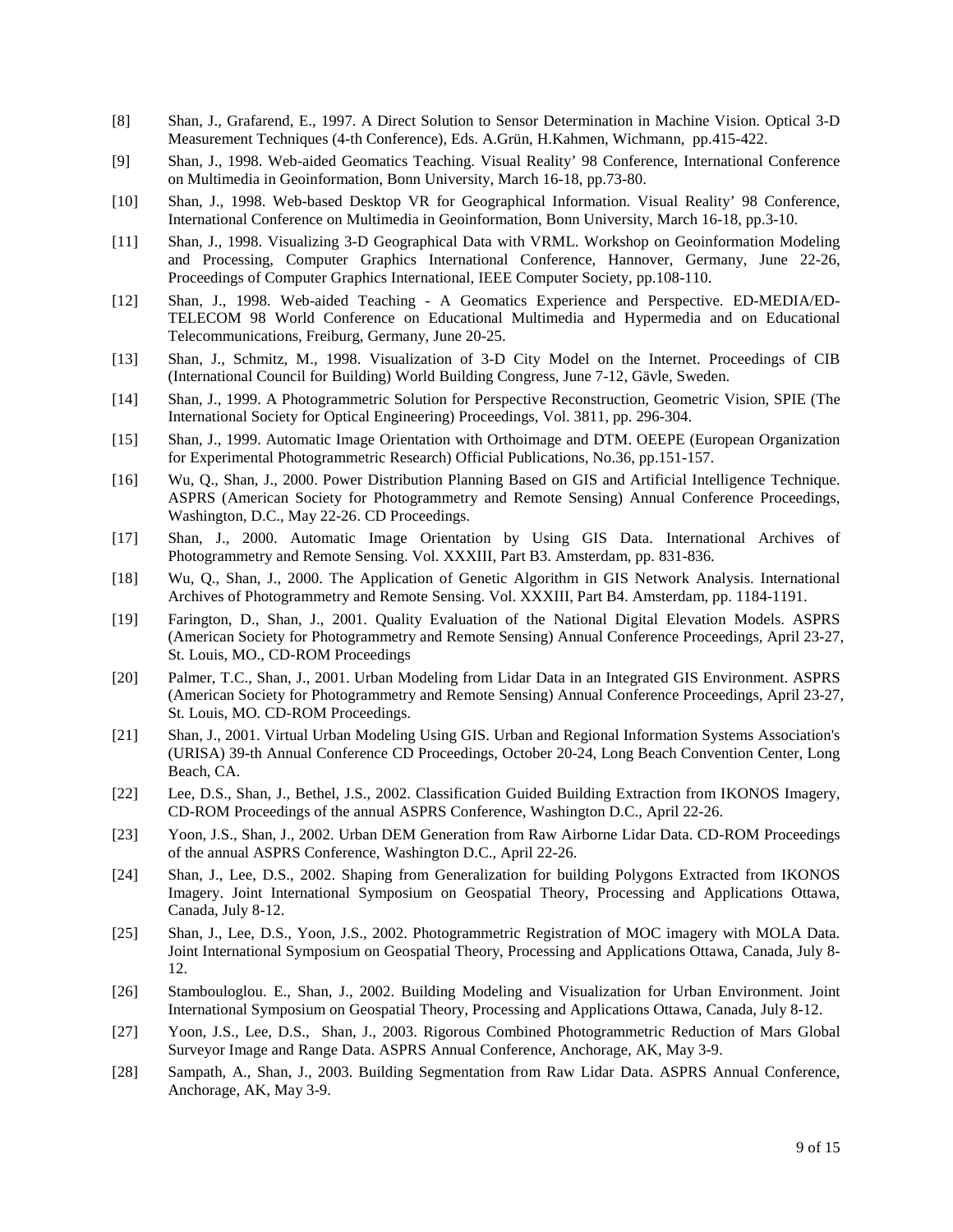[8] Shan, J., Grafarend, E., 1997. A Direct Solution to Sensor Determination in Machine Vision. Optical 3-D Measurement Techniques (4-th Conference), Eds. A.Grün, H.Kahmen, Wichmann, pp.415-422.

[9] Shan, J., 1998. Web-aided Geomatics Teaching. Visual Reality' 98 Conference, International Conference on Multimedia in Geoinformation, Bonn University, March 16-18, pp.73-80.

[10] Shan, J., 1998. Web-based Desktop VR for Geographical Information. Visual Reality' 98 Conference, International Conference on Multimedia in Geoinformation, Bonn University, March 16-18, pp.3-10.

[11] Shan, J., 1998. Visualizing 3-D Geographical Data with VRML. Workshop on Geoinformation Modeling and Processing, Computer Graphics International Conference, Hannover, Germany, June 22-26, Proceedings of Computer Graphics International, IEEE Computer Society, pp.108-110.

[12] Shan, J., 1998. Web-aided Teaching - A Geomatics Experience and Perspective. ED-MEDIA/ED-TELECOM 98 World Conference on Educational Multimedia and Hypermedia and on Educational Telecommunications, Freiburg, Germany, June 20-25.

[13] Shan, J., Schmitz, M., 1998. Visualization of 3-D City Model on the Internet. Proceedings of CIB (International Council for Building) World Building Congress, June 7-12, Gävle, Sweden.

[14] Shan, J., 1999. A Photogrammetric Solution for Perspective Reconstruction, Geometric Vision, SPIE (The International Society for Optical Engineering) Proceedings, Vol. 3811, pp. 296-304.

[15] Shan, J., 1999. Automatic Image Orientation with Orthoimage and DTM. OEEPE (European Organization for Experimental Photogrammetric Research) Official Publications, No.36, pp.151-157.

[16] Wu, Q., Shan, J., 2000. Power Distribution Planning Based on GIS and Artificial Intelligence Technique. ASPRS (American Society for Photogrammetry and Remote Sensing) Annual Conference Proceedings, Washington, D.C., May 22-26. CD Proceedings.

[17] Shan, J., 2000. Automatic Image Orientation by Using GIS Data. International Archives of Photogrammetry and Remote Sensing. Vol. XXXIII, Part B3. Amsterdam, pp. 831-836.

[18] Wu, Q., Shan, J., 2000. The Application of Genetic Algorithm in GIS Network Analysis. International Archives of Photogrammetry and Remote Sensing. Vol. XXXIII, Part B4. Amsterdam, pp. 1184-1191.

[19] Farington, D., Shan, J., 2001. Quality Evaluation of the National Digital Elevation Models. ASPRS (American Society for Photogrammetry and Remote Sensing) Annual Conference Proceedings, April 23-27, St. Louis, MO., CD-ROM Proceedings

[20] Palmer, T.C., Shan, J., 2001. Urban Modeling from Lidar Data in an Integrated GIS Environment. ASPRS (American Society for Photogrammetry and Remote Sensing) Annual Conference Proceedings, April 23-27, St. Louis, MO. CD-ROM Proceedings.

[21] Shan, J., 2001. Virtual Urban Modeling Using GIS. Urban and Regional Information Systems Association's (URISA) 39-th Annual Conference CD Proceedings, October 20-24, Long Beach Convention Center, Long Beach, CA.

[22] Lee, D.S., Shan, J., Bethel, J.S., 2002. Classification Guided Building Extraction from IKONOS Imagery, CD-ROM Proceedings of the annual ASPRS Conference, Washington D.C., April 22-26.

[23] Yoon, J.S., Shan, J., 2002. Urban DEM Generation from Raw Airborne Lidar Data. CD-ROM Proceedings of the annual ASPRS Conference, Washington D.C., April 22-26.

[24] Shan, J., Lee, D.S., 2002. Shaping from Generalization for building Polygons Extracted from IKONOS Imagery. Joint International Symposium on Geospatial Theory, Processing and Applications Ottawa, Canada, July 8-12.

[25] Shan, J., Lee, D.S., Yoon, J.S., 2002. Photogrammetric Registration of MOC imagery with MOLA Data. Joint International Symposium on Geospatial Theory, Processing and Applications Ottawa, Canada, July 8-12.

[26] Stambouloglou. E., Shan, J., 2002. Building Modeling and Visualization for Urban Environment. Joint International Symposium on Geospatial Theory, Processing and Applications Ottawa, Canada, July 8-12.

[27] Yoon, J.S., Lee, D.S., Shan, J., 2003. Rigorous Combined Photogrammetric Reduction of Mars Global Surveyor Image and Range Data. ASPRS Annual Conference, Anchorage, AK, May 3-9.

[28] Sampath, A., Shan, J., 2003. Building Segmentation from Raw Lidar Data. ASPRS Annual Conference, Anchorage, AK, May 3-9.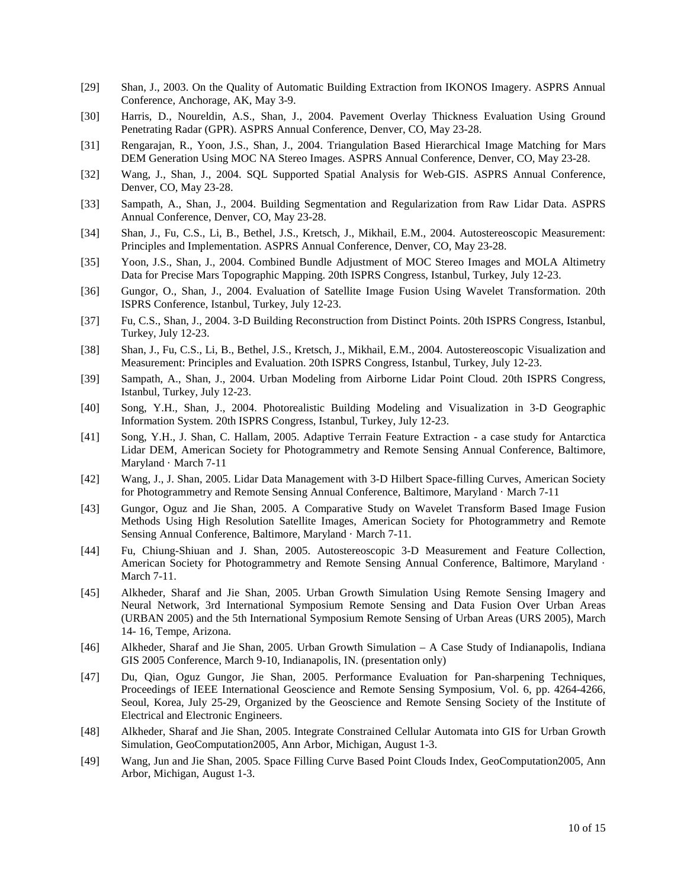[29] Shan, J., 2003. On the Quality of Automatic Building Extraction from IKONOS Imagery. ASPRS Annual Conference, Anchorage, AK, May 3-9.

[30] Harris, D., Noureldin, A.S., Shan, J., 2004. Pavement Overlay Thickness Evaluation Using Ground Penetrating Radar (GPR). ASPRS Annual Conference, Denver, CO, May 23-28.

[31] Rengarajan, R., Yoon, J.S., Shan, J., 2004. Triangulation Based Hierarchical Image Matching for Mars DEM Generation Using MOC NA Stereo Images. ASPRS Annual Conference, Denver, CO, May 23-28.

[32] Wang, J., Shan, J., 2004. SQL Supported Spatial Analysis for Web-GIS. ASPRS Annual Conference, Denver, CO, May 23-28.

[33] Sampath, A., Shan, J., 2004. Building Segmentation and Regularization from Raw Lidar Data. ASPRS Annual Conference, Denver, CO, May 23-28.

[34] Shan, J., Fu, C.S., Li, B., Bethel, J.S., Kretsch, J., Mikhail, E.M., 2004. Autostereoscopic Measurement: Principles and Implementation. ASPRS Annual Conference, Denver, CO, May 23-28.

[35] Yoon, J.S., Shan, J., 2004. Combined Bundle Adjustment of MOC Stereo Images and MOLA Altimetry Data for Precise Mars Topographic Mapping. 20th ISPRS Congress, Istanbul, Turkey, July 12-23.

[36] Gungor, O., Shan, J., 2004. Evaluation of Satellite Image Fusion Using Wavelet Transformation. 20th ISPRS Conference, Istanbul, Turkey, July 12-23.

[37] Fu, C.S., Shan, J., 2004. 3-D Building Reconstruction from Distinct Points. 20th ISPRS Congress, Istanbul, Turkey, July 12-23.

[38] Shan, J., Fu, C.S., Li, B., Bethel, J.S., Kretsch, J., Mikhail, E.M., 2004. Autostereoscopic Visualization and Measurement: Principles and Evaluation. 20th ISPRS Congress, Istanbul, Turkey, July 12-23.

[39] Sampath, A., Shan, J., 2004. Urban Modeling from Airborne Lidar Point Cloud. 20th ISPRS Congress, Istanbul, Turkey, July 12-23.

[40] Song, Y.H., Shan, J., 2004. Photorealistic Building Modeling and Visualization in 3-D Geographic Information System. 20th ISPRS Congress, Istanbul, Turkey, July 12-23.

[41] Song, Y.H., J. Shan, C. Hallam, 2005. Adaptive Terrain Feature Extraction - a case study for Antarctica Lidar DEM, American Society for Photogrammetry and Remote Sensing Annual Conference, Baltimore, Maryland · March 7-11

[42] Wang, J., J. Shan, 2005. Lidar Data Management with 3-D Hilbert Space-filling Curves, American Society for Photogrammetry and Remote Sensing Annual Conference, Baltimore, Maryland · March 7-11

[43] Gungor, Oguz and Jie Shan, 2005. A Comparative Study on Wavelet Transform Based Image Fusion Methods Using High Resolution Satellite Images, American Society for Photogrammetry and Remote Sensing Annual Conference, Baltimore, Maryland · March 7-11.

[44] Fu, Chiung-Shiuan and J. Shan, 2005. Autostereoscopic 3-D Measurement and Feature Collection, American Society for Photogrammetry and Remote Sensing Annual Conference, Baltimore, Maryland · March 7-11.

[45] Alkheder, Sharaf and Jie Shan, 2005. Urban Growth Simulation Using Remote Sensing Imagery and Neural Network, 3rd International Symposium Remote Sensing and Data Fusion Over Urban Areas (URBAN 2005) and the 5th International Symposium Remote Sensing of Urban Areas (URS 2005), March 14- 16, Tempe, Arizona.

[46] Alkheder, Sharaf and Jie Shan, 2005. Urban Growth Simulation – A Case Study of Indianapolis, Indiana GIS 2005 Conference, March 9-10, Indianapolis, IN. (presentation only)

[47] Du, Qian, Oguz Gungor, Jie Shan, 2005. Performance Evaluation for Pan-sharpening Techniques, Proceedings of IEEE International Geoscience and Remote Sensing Symposium, Vol. 6, pp. 4264-4266, Seoul, Korea, July 25-29, Organized by the Geoscience and Remote Sensing Society of the Institute of Electrical and Electronic Engineers.

[48] Alkheder, Sharaf and Jie Shan, 2005. Integrate Constrained Cellular Automata into GIS for Urban Growth Simulation, GeoComputation2005, Ann Arbor, Michigan, August 1-3.

[49] Wang, Jun and Jie Shan, 2005. Space Filling Curve Based Point Clouds Index, GeoComputation2005, Ann Arbor, Michigan, August 1-3.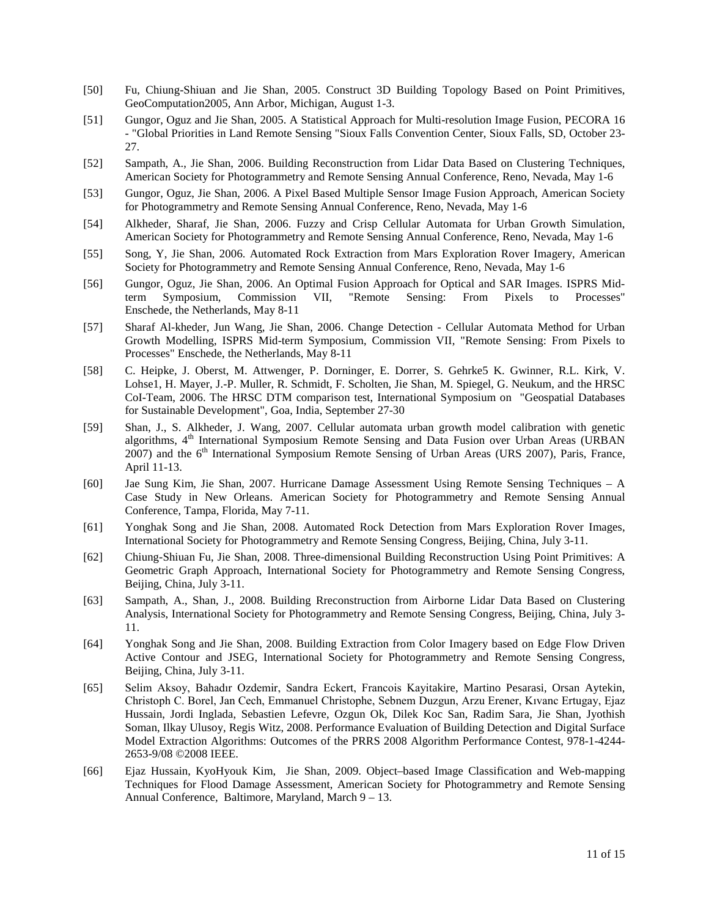[50] Fu, Chiung-Shiuan and Jie Shan, 2005. Construct 3D Building Topology Based on Point Primitives, GeoComputation2005, Ann Arbor, Michigan, August 1-3.

[51] Gungor, Oguz and Jie Shan, 2005. A Statistical Approach for Multi-resolution Image Fusion, PECORA 16 - "Global Priorities in Land Remote Sensing "Sioux Falls Convention Center, Sioux Falls, SD, October 23-27.

[52] Sampath, A., Jie Shan, 2006. Building Reconstruction from Lidar Data Based on Clustering Techniques, American Society for Photogrammetry and Remote Sensing Annual Conference, Reno, Nevada, May 1-6

[53] Gungor, Oguz, Jie Shan, 2006. A Pixel Based Multiple Sensor Image Fusion Approach, American Society for Photogrammetry and Remote Sensing Annual Conference, Reno, Nevada, May 1-6

[54] Alkheder, Sharaf, Jie Shan, 2006. Fuzzy and Crisp Cellular Automata for Urban Growth Simulation, American Society for Photogrammetry and Remote Sensing Annual Conference, Reno, Nevada, May 1-6

[55] Song, Y, Jie Shan, 2006. Automated Rock Extraction from Mars Exploration Rover Imagery, American Society for Photogrammetry and Remote Sensing Annual Conference, Reno, Nevada, May 1-6

[56] Gungor, Oguz, Jie Shan, 2006. An Optimal Fusion Approach for Optical and SAR Images. ISPRS Mid-term Symposium, Commission VII, "Remote Sensing: From Pixels to Processes" Enschede, the Netherlands, May 8-11

[57] Sharaf Al-kheder, Jun Wang, Jie Shan, 2006. Change Detection - Cellular Automata Method for Urban Growth Modelling, ISPRS Mid-term Symposium, Commission VII, "Remote Sensing: From Pixels to Processes" Enschede, the Netherlands, May 8-11

[58] C. Heipke, J. Oberst, M. Attwenger, P. Dorninger, E. Dorrer, S. Gehrke5 K. Gwinner, R.L. Kirk, V. Lohse1, H. Mayer, J.-P. Muller, R. Schmidt, F. Scholten, Jie Shan, M. Spiegel, G. Neukum, and the HRSC CoI-Team, 2006. The HRSC DTM comparison test, International Symposium on "Geospatial Databases for Sustainable Development", Goa, India, September 27-30

[59] Shan, J., S. Alkheder, J. Wang, 2007. Cellular automata urban growth model calibration with genetic algorithms, 4th International Symposium Remote Sensing and Data Fusion over Urban Areas (URBAN 2007) and the 6th International Symposium Remote Sensing of Urban Areas (URS 2007), Paris, France, April 11-13.

[60] Jae Sung Kim, Jie Shan, 2007. Hurricane Damage Assessment Using Remote Sensing Techniques – A Case Study in New Orleans. American Society for Photogrammetry and Remote Sensing Annual Conference, Tampa, Florida, May 7-11.

[61] Yonghak Song and Jie Shan, 2008. Automated Rock Detection from Mars Exploration Rover Images, International Society for Photogrammetry and Remote Sensing Congress, Beijing, China, July 3-11.

[62] Chiung-Shiuan Fu, Jie Shan, 2008. Three-dimensional Building Reconstruction Using Point Primitives: A Geometric Graph Approach, International Society for Photogrammetry and Remote Sensing Congress, Beijing, China, July 3-11.

[63] Sampath, A., Shan, J., 2008. Building Rreconstruction from Airborne Lidar Data Based on Clustering Analysis, International Society for Photogrammetry and Remote Sensing Congress, Beijing, China, July 3-11.

[64] Yonghak Song and Jie Shan, 2008. Building Extraction from Color Imagery based on Edge Flow Driven Active Contour and JSEG, International Society for Photogrammetry and Remote Sensing Congress, Beijing, China, July 3-11.

[65] Selim Aksoy, Bahadır Ozdemir, Sandra Eckert, Francois Kayitakire, Martino Pesarasi, Orsan Aytekin, Christoph C. Borel, Jan Cech, Emmanuel Christophe, Sebnem Duzgun, Arzu Erener, Kıvanc Ertugay, Ejaz Hussain, Jordi Inglada, Sebastien Lefevre, Ozgun Ok, Dilek Koc San, Radim Sara, Jie Shan, Jyothish Soman, Ilkay Ulusoy, Regis Witz, 2008. Performance Evaluation of Building Detection and Digital Surface Model Extraction Algorithms: Outcomes of the PRRS 2008 Algorithm Performance Contest, 978-1-4244-2653-9/08 ©2008 IEEE.

[66] Ejaz Hussain, KyoHyouk Kim, Jie Shan, 2009. Object–based Image Classification and Web-mapping Techniques for Flood Damage Assessment, American Society for Photogrammetry and Remote Sensing Annual Conference, Baltimore, Maryland, March 9 – 13.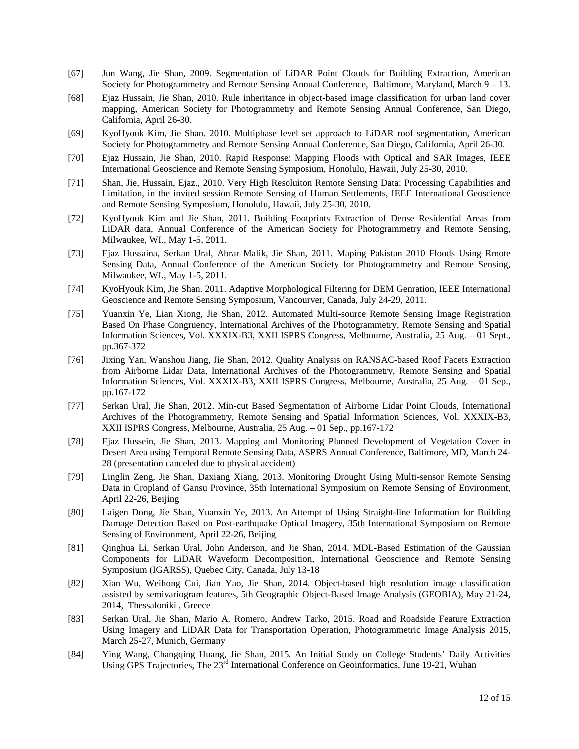[67] Jun Wang, Jie Shan, 2009. Segmentation of LiDAR Point Clouds for Building Extraction, American Society for Photogrammetry and Remote Sensing Annual Conference, Baltimore, Maryland, March 9 – 13.

[68] Ejaz Hussain, Jie Shan, 2010. Rule inheritance in object-based image classification for urban land cover mapping, American Society for Photogrammetry and Remote Sensing Annual Conference, San Diego, California, April 26-30.

[69] KyoHyouk Kim, Jie Shan. 2010. Multiphase level set approach to LiDAR roof segmentation, American Society for Photogrammetry and Remote Sensing Annual Conference, San Diego, California, April 26-30.

[70] Ejaz Hussain, Jie Shan, 2010. Rapid Response: Mapping Floods with Optical and SAR Images, IEEE International Geoscience and Remote Sensing Symposium, Honolulu, Hawaii, July 25-30, 2010.

[71] Shan, Jie, Hussain, Ejaz., 2010. Very High Resoluiton Remote Sensing Data: Processing Capabilities and Limitation, in the invited session Remote Sensing of Human Settlements, IEEE International Geoscience and Remote Sensing Symposium, Honolulu, Hawaii, July 25-30, 2010.

[72] KyoHyouk Kim and Jie Shan, 2011. Building Footprints Extraction of Dense Residential Areas from LiDAR data, Annual Conference of the American Society for Photogrammetry and Remote Sensing, Milwaukee, WI., May 1-5, 2011.

[73] Ejaz Hussaina, Serkan Ural, Abrar Malik, Jie Shan, 2011. Maping Pakistan 2010 Floods Using Rmote Sensing Data, Annual Conference of the American Society for Photogrammetry and Remote Sensing, Milwaukee, WI., May 1-5, 2011.

[74] KyoHyouk Kim, Jie Shan. 2011. Adaptive Morphological Filtering for DEM Genration, IEEE International Geoscience and Remote Sensing Symposium, Vancourver, Canada, July 24-29, 2011.

[75] Yuanxin Ye, Lian Xiong, Jie Shan, 2012. Automated Multi-source Remote Sensing Image Registration Based On Phase Congruency, International Archives of the Photogrammetry, Remote Sensing and Spatial Information Sciences, Vol. XXXIX-B3, XXII ISPRS Congress, Melbourne, Australia, 25 Aug. – 01 Sept., pp.367-372

[76] Jixing Yan, Wanshou Jiang, Jie Shan, 2012. Quality Analysis on RANSAC-based Roof Facets Extraction from Airborne Lidar Data, International Archives of the Photogrammetry, Remote Sensing and Spatial Information Sciences, Vol. XXXIX-B3, XXII ISPRS Congress, Melbourne, Australia, 25 Aug. – 01 Sep., pp.167-172

[77] Serkan Ural, Jie Shan, 2012. Min-cut Based Segmentation of Airborne Lidar Point Clouds, International Archives of the Photogrammetry, Remote Sensing and Spatial Information Sciences, Vol. XXXIX-B3, XXII ISPRS Congress, Melbourne, Australia, 25 Aug. – 01 Sep., pp.167-172

[78] Ejaz Hussein, Jie Shan, 2013. Mapping and Monitoring Planned Development of Vegetation Cover in Desert Area using Temporal Remote Sensing Data, ASPRS Annual Conference, Baltimore, MD, March 24-28 (presentation canceled due to physical accident)

[79] Linglin Zeng, Jie Shan, Daxiang Xiang, 2013. Monitoring Drought Using Multi-sensor Remote Sensing Data in Cropland of Gansu Province, 35th International Symposium on Remote Sensing of Environment, April 22-26, Beijing

[80] Laigen Dong, Jie Shan, Yuanxin Ye, 2013. An Attempt of Using Straight-line Information for Building Damage Detection Based on Post-earthquake Optical Imagery, 35th International Symposium on Remote Sensing of Environment, April 22-26, Beijing

[81] Qinghua Li, Serkan Ural, John Anderson, and Jie Shan, 2014. MDL-Based Estimation of the Gaussian Components for LiDAR Waveform Decomposition, International Geoscience and Remote Sensing Symposium (IGARSS), Quebec City, Canada, July 13-18

[82] Xian Wu, Weihong Cui, Jian Yao, Jie Shan, 2014. Object-based high resolution image classification assisted by semivariogram features, 5th Geographic Object-Based Image Analysis (GEOBIA), May 21-24, 2014, Thessaloniki , Greece

[83] Serkan Ural, Jie Shan, Mario A. Romero, Andrew Tarko, 2015. Road and Roadside Feature Extraction Using Imagery and LiDAR Data for Transportation Operation, Photogrammetric Image Analysis 2015, March 25-27, Munich, Germany

[84] Ying Wang, Changqing Huang, Jie Shan, 2015. An Initial Study on College Students' Daily Activities Using GPS Trajectories, The 23rd International Conference on Geoinformatics, June 19-21, Wuhan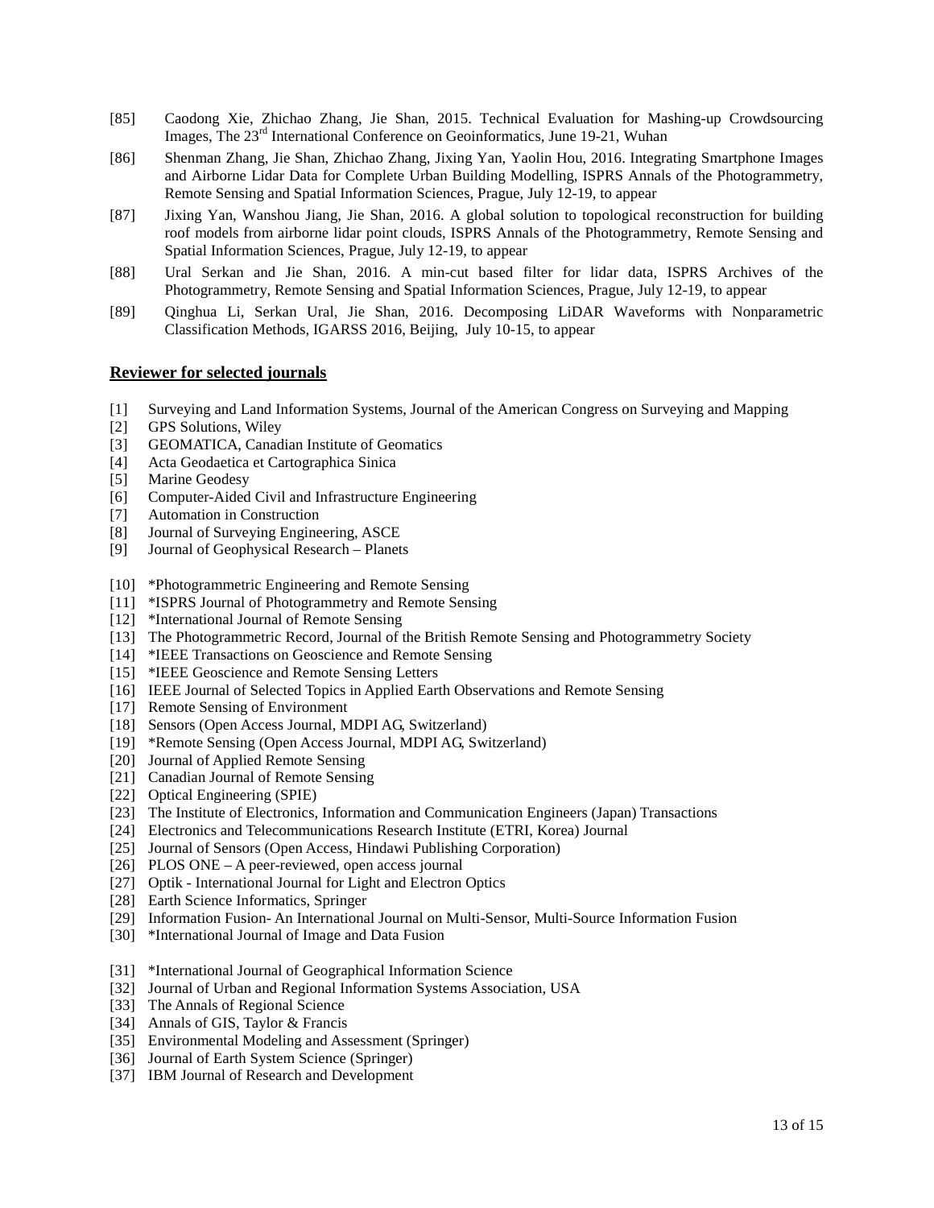[85] Caodong Xie, Zhichao Zhang, Jie Shan, 2015. Technical Evaluation for Mashing-up Crowdsourcing Images, The 23rd International Conference on Geoinformatics, June 19-21, Wuhan

[86] Shenman Zhang, Jie Shan, Zhichao Zhang, Jixing Yan, Yaolin Hou, 2016. Integrating Smartphone Images and Airborne Lidar Data for Complete Urban Building Modelling, ISPRS Annals of the Photogrammetry, Remote Sensing and Spatial Information Sciences, Prague, July 12-19, to appear

[87] Jixing Yan, Wanshou Jiang, Jie Shan, 2016. A global solution to topological reconstruction for building roof models from airborne lidar point clouds, ISPRS Annals of the Photogrammetry, Remote Sensing and Spatial Information Sciences, Prague, July 12-19, to appear

[88] Ural Serkan and Jie Shan, 2016. A min-cut based filter for lidar data, ISPRS Archives of the Photogrammetry, Remote Sensing and Spatial Information Sciences, Prague, July 12-19, to appear

[89] Qinghua Li, Serkan Ural, Jie Shan, 2016. Decomposing LiDAR Waveforms with Nonparametric Classification Methods, IGARSS 2016, Beijing, July 10-15, to appear

## Reviewer for selected journals

[1] Surveying and Land Information Systems, Journal of the American Congress on Surveying and Mapping
[2] GPS Solutions, Wiley
[3] GEOMATICA, Canadian Institute of Geomatics
[4] Acta Geodaetica et Cartographica Sinica
[5] Marine Geodesy
[6] Computer-Aided Civil and Infrastructure Engineering
[7] Automation in Construction
[8] Journal of Surveying Engineering, ASCE
[9] Journal of Geophysical Research – Planets

[10] *Photogrammetric Engineering and Remote Sensing
[11] *ISPRS Journal of Photogrammetry and Remote Sensing
[12] *International Journal of Remote Sensing
[13] The Photogrammetric Record, Journal of the British Remote Sensing and Photogrammetry Society
[14] *IEEE Transactions on Geoscience and Remote Sensing
[15] *IEEE Geoscience and Remote Sensing Letters
[16] IEEE Journal of Selected Topics in Applied Earth Observations and Remote Sensing
[17] Remote Sensing of Environment
[18] Sensors (Open Access Journal, MDPI AG, Switzerland)
[19] *Remote Sensing (Open Access Journal, MDPI AG, Switzerland)
[20] Journal of Applied Remote Sensing
[21] Canadian Journal of Remote Sensing
[22] Optical Engineering (SPIE)
[23] The Institute of Electronics, Information and Communication Engineers (Japan) Transactions
[24] Electronics and Telecommunications Research Institute (ETRI, Korea) Journal
[25] Journal of Sensors (Open Access, Hindawi Publishing Corporation)
[26] PLOS ONE – A peer-reviewed, open access journal
[27] Optik - International Journal for Light and Electron Optics
[28] Earth Science Informatics, Springer
[29] Information Fusion- An International Journal on Multi-Sensor, Multi-Source Information Fusion
[30] *International Journal of Image and Data Fusion

[31] *International Journal of Geographical Information Science
[32] Journal of Urban and Regional Information Systems Association, USA
[33] The Annals of Regional Science
[34] Annals of GIS, Taylor & Francis
[35] Environmental Modeling and Assessment (Springer)
[36] Journal of Earth System Science (Springer)
[37] IBM Journal of Research and Development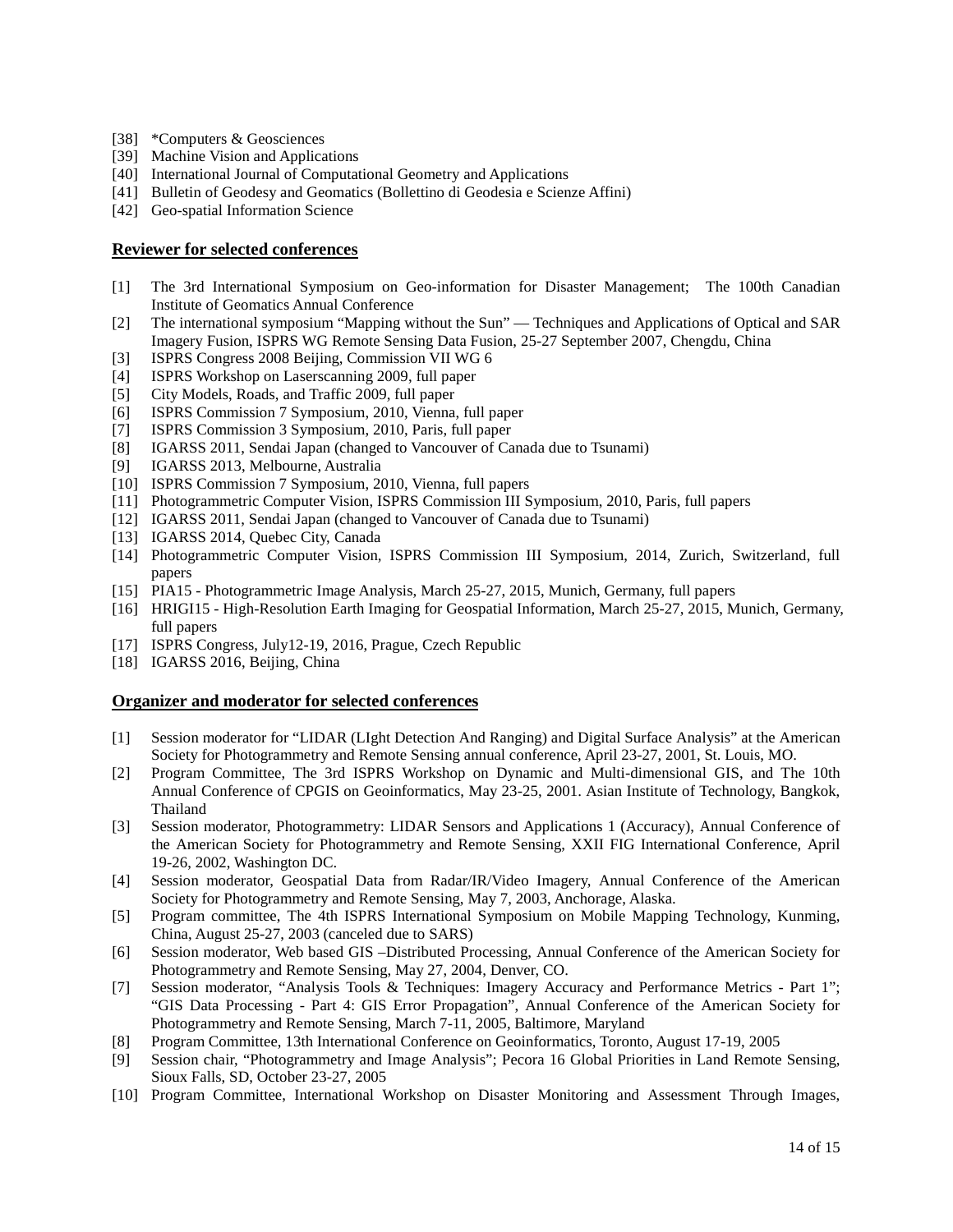[38] *Computers & Geosciences
[39] Machine Vision and Applications
[40] International Journal of Computational Geometry and Applications
[41] Bulletin of Geodesy and Geomatics (Bollettino di Geodesia e Scienze Affini)
[42] Geo-spatial Information Science

## Reviewer for selected conferences

[1] The 3rd International Symposium on Geo-information for Disaster Management; The 100th Canadian Institute of Geomatics Annual Conference
[2] The international symposium "Mapping without the Sun" — Techniques and Applications of Optical and SAR Imagery Fusion, ISPRS WG Remote Sensing Data Fusion, 25-27 September 2007, Chengdu, China
[3] ISPRS Congress 2008 Beijing, Commission VII WG 6
[4] ISPRS Workshop on Laserscanning 2009, full paper
[5] City Models, Roads, and Traffic 2009, full paper
[6] ISPRS Commission 7 Symposium, 2010, Vienna, full paper
[7] ISPRS Commission 3 Symposium, 2010, Paris, full paper
[8] IGARSS 2011, Sendai Japan (changed to Vancouver of Canada due to Tsunami)
[9] IGARSS 2013, Melbourne, Australia
[10] ISPRS Commission 7 Symposium, 2010, Vienna, full papers
[11] Photogrammetric Computer Vision, ISPRS Commission III Symposium, 2010, Paris, full papers
[12] IGARSS 2011, Sendai Japan (changed to Vancouver of Canada due to Tsunami)
[13] IGARSS 2014, Quebec City, Canada
[14] Photogrammetric Computer Vision, ISPRS Commission III Symposium, 2014, Zurich, Switzerland, full papers
[15] PIA15 - Photogrammetric Image Analysis, March 25-27, 2015, Munich, Germany, full papers
[16] HRIGI15 - High-Resolution Earth Imaging for Geospatial Information, March 25-27, 2015, Munich, Germany, full papers
[17] ISPRS Congress, July12-19, 2016, Prague, Czech Republic
[18] IGARSS 2016, Beijing, China

## Organizer and moderator for selected conferences

[1] Session moderator for "LIDAR (LIght Detection And Ranging) and Digital Surface Analysis" at the American Society for Photogrammetry and Remote Sensing annual conference, April 23-27, 2001, St. Louis, MO.
[2] Program Committee, The 3rd ISPRS Workshop on Dynamic and Multi-dimensional GIS, and The 10th Annual Conference of CPGIS on Geoinformatics, May 23-25, 2001. Asian Institute of Technology, Bangkok, Thailand
[3] Session moderator, Photogrammetry: LIDAR Sensors and Applications 1 (Accuracy), Annual Conference of the American Society for Photogrammetry and Remote Sensing, XXII FIG International Conference, April 19-26, 2002, Washington DC.
[4] Session moderator, Geospatial Data from Radar/IR/Video Imagery, Annual Conference of the American Society for Photogrammetry and Remote Sensing, May 7, 2003, Anchorage, Alaska.
[5] Program committee, The 4th ISPRS International Symposium on Mobile Mapping Technology, Kunming, China, August 25-27, 2003 (canceled due to SARS)
[6] Session moderator, Web based GIS –Distributed Processing, Annual Conference of the American Society for Photogrammetry and Remote Sensing, May 27, 2004, Denver, CO.
[7] Session moderator, "Analysis Tools & Techniques: Imagery Accuracy and Performance Metrics - Part 1"; "GIS Data Processing - Part 4: GIS Error Propagation", Annual Conference of the American Society for Photogrammetry and Remote Sensing, March 7-11, 2005, Baltimore, Maryland
[8] Program Committee, 13th International Conference on Geoinformatics, Toronto, August 17-19, 2005
[9] Session chair, "Photogrammetry and Image Analysis"; Pecora 16 Global Priorities in Land Remote Sensing, Sioux Falls, SD, October 23-27, 2005
[10] Program Committee, International Workshop on Disaster Monitoring and Assessment Through Images,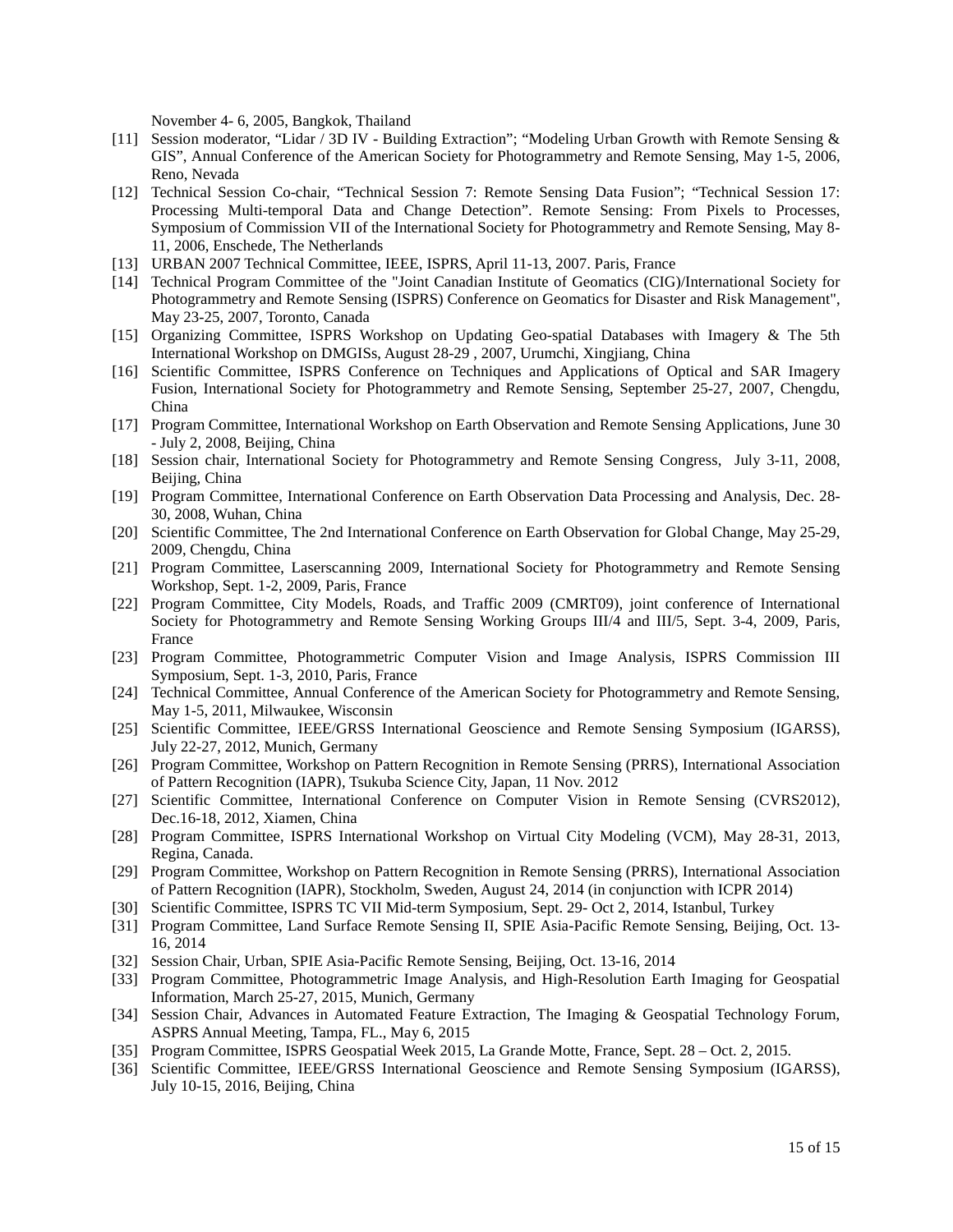November 4- 6, 2005, Bangkok, Thailand

[11] Session moderator, "Lidar / 3D IV - Building Extraction"; "Modeling Urban Growth with Remote Sensing & GIS", Annual Conference of the American Society for Photogrammetry and Remote Sensing, May 1-5, 2006, Reno, Nevada

[12] Technical Session Co-chair, "Technical Session 7: Remote Sensing Data Fusion"; "Technical Session 17: Processing Multi-temporal Data and Change Detection". Remote Sensing: From Pixels to Processes, Symposium of Commission VII of the International Society for Photogrammetry and Remote Sensing, May 8-11, 2006, Enschede, The Netherlands

[13] URBAN 2007 Technical Committee, IEEE, ISPRS, April 11-13, 2007. Paris, France

[14] Technical Program Committee of the "Joint Canadian Institute of Geomatics (CIG)/International Society for Photogrammetry and Remote Sensing (ISPRS) Conference on Geomatics for Disaster and Risk Management", May 23-25, 2007, Toronto, Canada

[15] Organizing Committee, ISPRS Workshop on Updating Geo-spatial Databases with Imagery & The 5th International Workshop on DMGISs, August 28-29 , 2007, Urumchi, Xingjiang, China

[16] Scientific Committee, ISPRS Conference on Techniques and Applications of Optical and SAR Imagery Fusion, International Society for Photogrammetry and Remote Sensing, September 25-27, 2007, Chengdu, China

[17] Program Committee, International Workshop on Earth Observation and Remote Sensing Applications, June 30 - July 2, 2008, Beijing, China

[18] Session chair, International Society for Photogrammetry and Remote Sensing Congress, July 3-11, 2008, Beijing, China

[19] Program Committee, International Conference on Earth Observation Data Processing and Analysis, Dec. 28-30, 2008, Wuhan, China

[20] Scientific Committee, The 2nd International Conference on Earth Observation for Global Change, May 25-29, 2009, Chengdu, China

[21] Program Committee, Laserscanning 2009, International Society for Photogrammetry and Remote Sensing Workshop, Sept. 1-2, 2009, Paris, France

[22] Program Committee, City Models, Roads, and Traffic 2009 (CMRT09), joint conference of International Society for Photogrammetry and Remote Sensing Working Groups III/4 and III/5, Sept. 3-4, 2009, Paris, France

[23] Program Committee, Photogrammetric Computer Vision and Image Analysis, ISPRS Commission III Symposium, Sept. 1-3, 2010, Paris, France

[24] Technical Committee, Annual Conference of the American Society for Photogrammetry and Remote Sensing, May 1-5, 2011, Milwaukee, Wisconsin

[25] Scientific Committee, IEEE/GRSS International Geoscience and Remote Sensing Symposium (IGARSS), July 22-27, 2012, Munich, Germany

[26] Program Committee, Workshop on Pattern Recognition in Remote Sensing (PRRS), International Association of Pattern Recognition (IAPR), Tsukuba Science City, Japan, 11 Nov. 2012

[27] Scientific Committee, International Conference on Computer Vision in Remote Sensing (CVRS2012), Dec.16-18, 2012, Xiamen, China

[28] Program Committee, ISPRS International Workshop on Virtual City Modeling (VCM), May 28-31, 2013, Regina, Canada.

[29] Program Committee, Workshop on Pattern Recognition in Remote Sensing (PRRS), International Association of Pattern Recognition (IAPR), Stockholm, Sweden, August 24, 2014 (in conjunction with ICPR 2014)

[30] Scientific Committee, ISPRS TC VII Mid-term Symposium, Sept. 29- Oct 2, 2014, Istanbul, Turkey

[31] Program Committee, Land Surface Remote Sensing II, SPIE Asia-Pacific Remote Sensing, Beijing, Oct. 13-16, 2014

[32] Session Chair, Urban, SPIE Asia-Pacific Remote Sensing, Beijing, Oct. 13-16, 2014

[33] Program Committee, Photogrammetric Image Analysis, and High-Resolution Earth Imaging for Geospatial Information, March 25-27, 2015, Munich, Germany

[34] Session Chair, Advances in Automated Feature Extraction, The Imaging & Geospatial Technology Forum, ASPRS Annual Meeting, Tampa, FL., May 6, 2015

[35] Program Committee, ISPRS Geospatial Week 2015, La Grande Motte, France, Sept. 28 – Oct. 2, 2015.

[36] Scientific Committee, IEEE/GRSS International Geoscience and Remote Sensing Symposium (IGARSS), July 10-15, 2016, Beijing, China